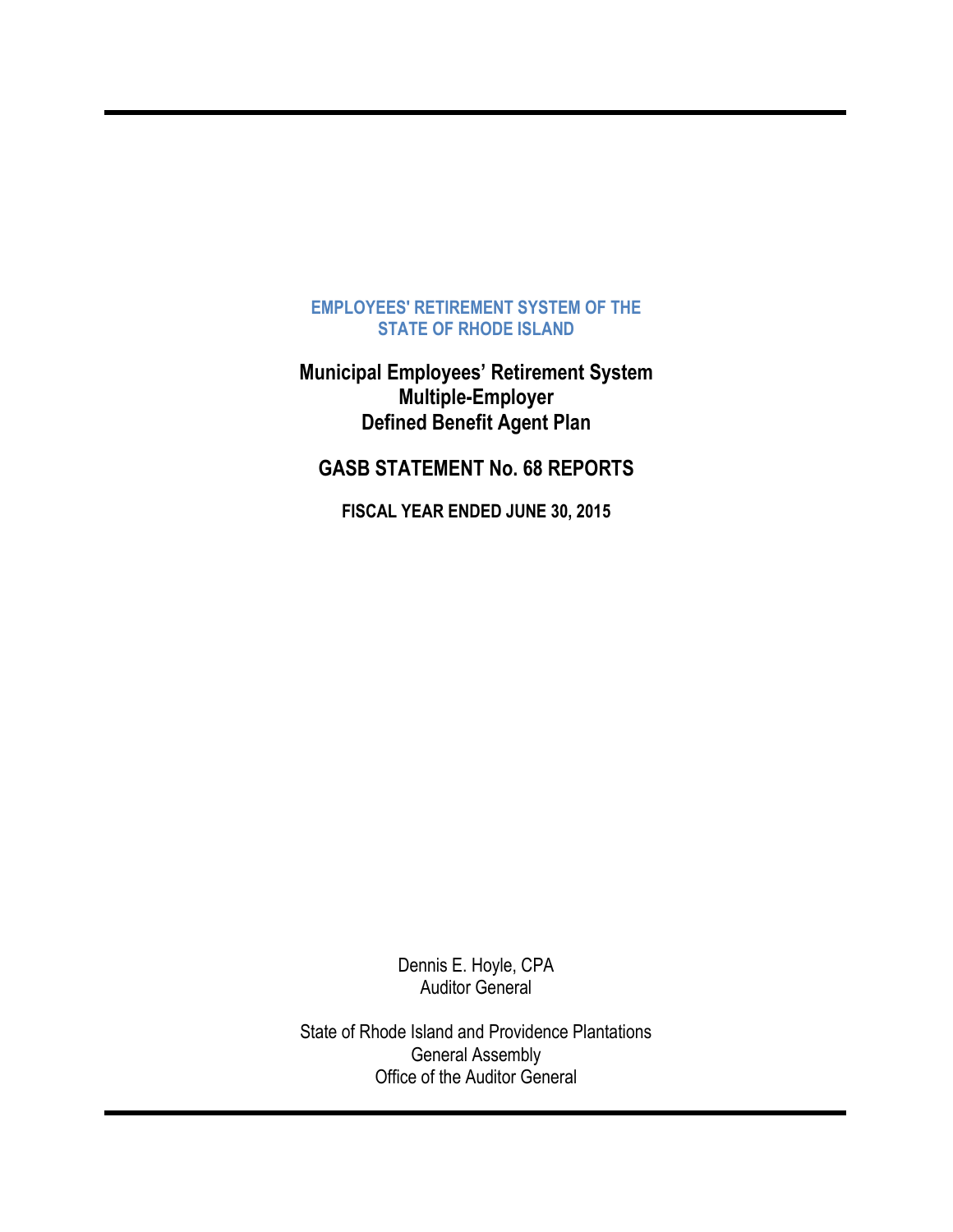**EMPLOYEES' RETIREMENT SYSTEM OF THE STATE OF RHODE ISLAND**

# Municipal Employees' Retirement System Multiple-Employer Defined Benefit Agent Plan

## GASB STATEMENT No. 68 REPORTS

### FISCAL YEAR ENDED JUNE 30, 2015

Dennis E. Hoyle, CPA
Auditor General

State of Rhode Island and Providence Plantations
General Assembly
Office of the Auditor General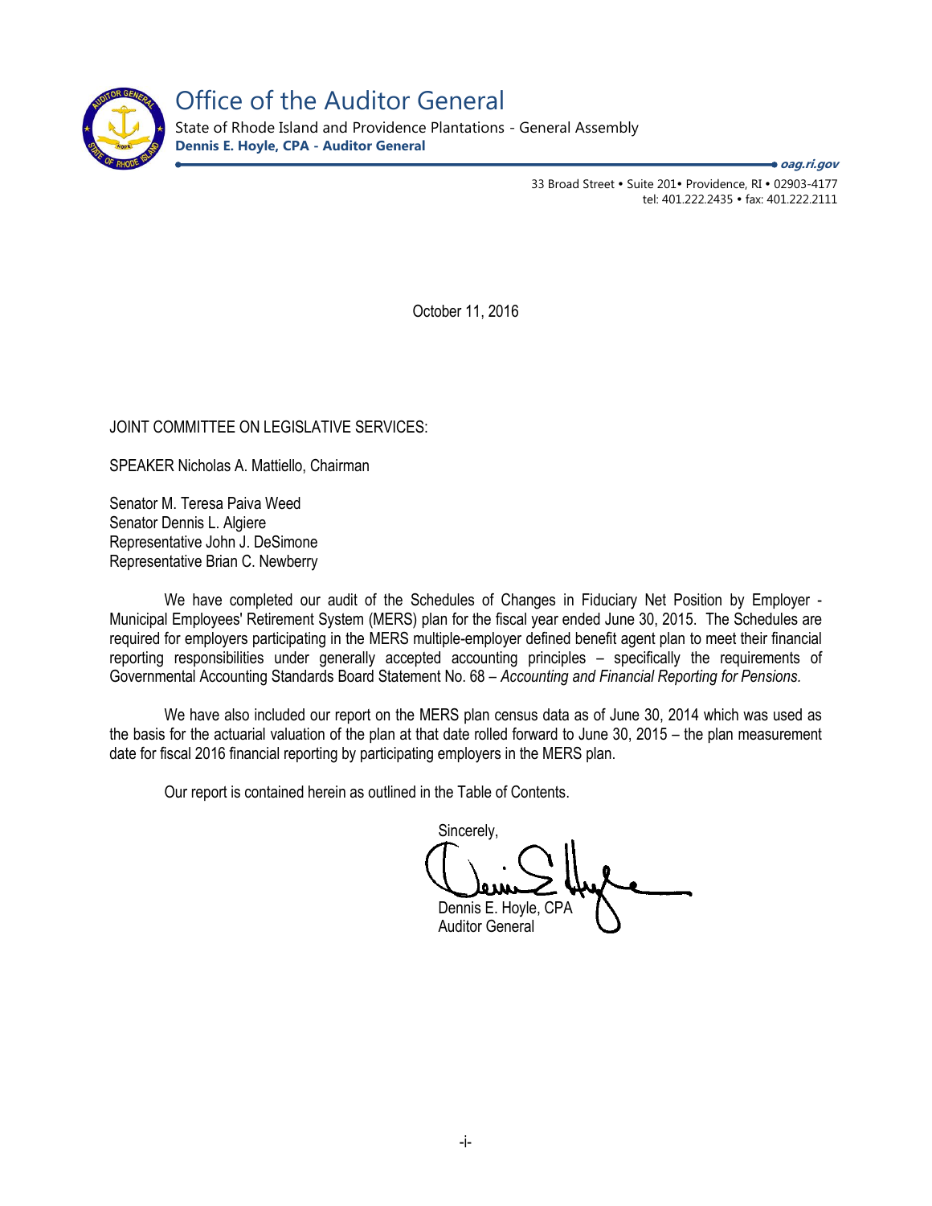# Office of the Auditor General

State of Rhode Island and Providence Plantations - General Assembly

**Dennis E. Hoyle, CPA - Auditor General**

***oag.ri.gov***

33 Broad Street • Suite 201• Providence, RI • 02903-4177
tel: 401.222.2435 • fax: 401.222.2111

October 11, 2016

JOINT COMMITTEE ON LEGISLATIVE SERVICES:

SPEAKER Nicholas A. Mattiello, Chairman

Senator M. Teresa Paiva Weed
Senator Dennis L. Algiere
Representative John J. DeSimone
Representative Brian C. Newberry

We have completed our audit of the Schedules of Changes in Fiduciary Net Position by Employer - Municipal Employees' Retirement System (MERS) plan for the fiscal year ended June 30, 2015. The Schedules are required for employers participating in the MERS multiple-employer defined benefit agent plan to meet their financial reporting responsibilities under generally accepted accounting principles – specifically the requirements of Governmental Accounting Standards Board Statement No. 68 – *Accounting and Financial Reporting for Pensions.*

We have also included our report on the MERS plan census data as of June 30, 2014 which was used as the basis for the actuarial valuation of the plan at that date rolled forward to June 30, 2015 – the plan measurement date for fiscal 2016 financial reporting by participating employers in the MERS plan.

Our report is contained herein as outlined in the Table of Contents.

Sincerely,

Dennis E. Hoyle, CPA
Auditor General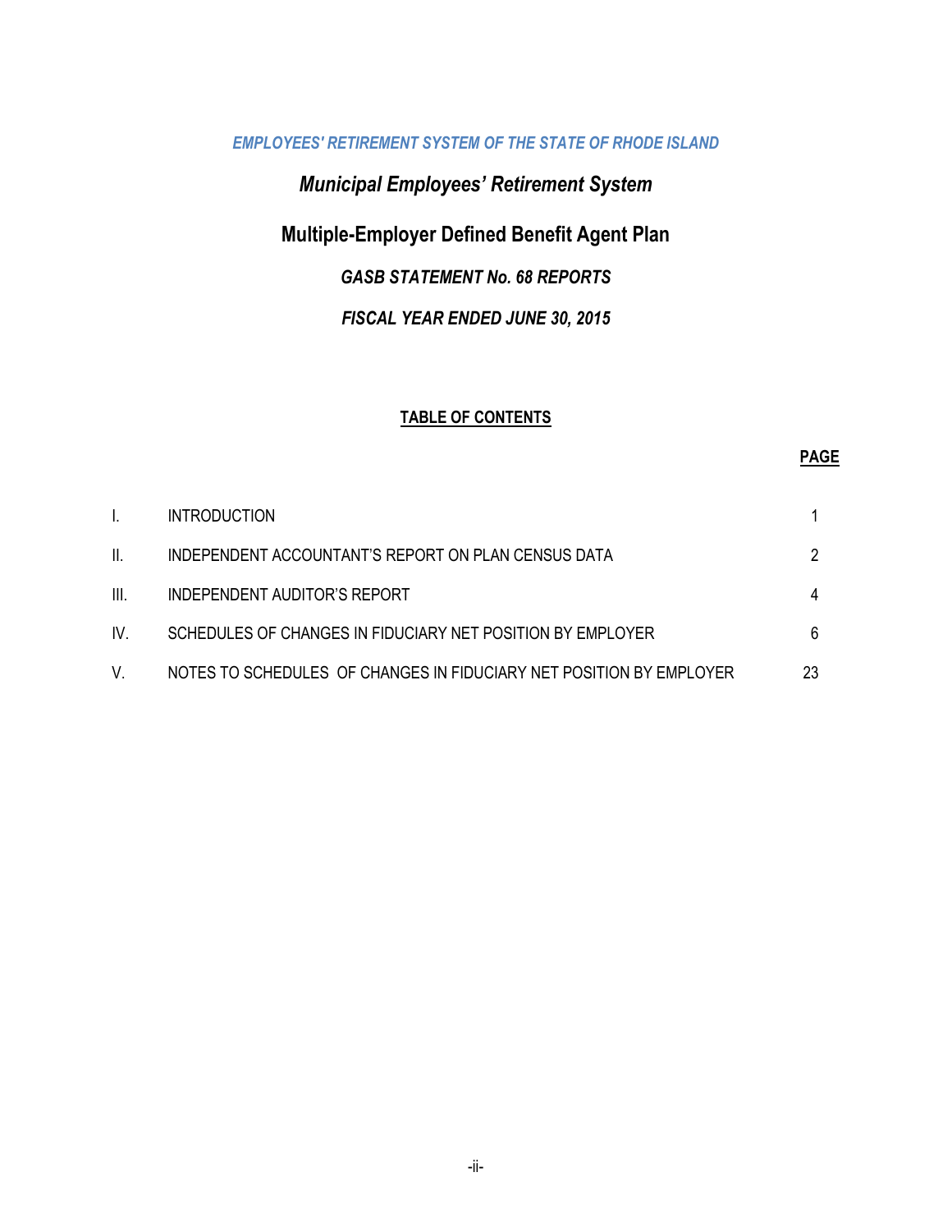*EMPLOYEES' RETIREMENT SYSTEM OF THE STATE OF RHODE ISLAND*

***Municipal Employees' Retirement System***

**Multiple-Employer Defined Benefit Agent Plan**

***GASB STATEMENT No. 68 REPORTS***

***FISCAL YEAR ENDED JUNE 30, 2015***

## TABLE OF CONTENTS

| | | PAGE |
|---|---|---|
| I. | INTRODUCTION | 1 |
| II. | INDEPENDENT ACCOUNTANT'S REPORT ON PLAN CENSUS DATA | 2 |
| III. | INDEPENDENT AUDITOR'S REPORT | 4 |
| IV. | SCHEDULES OF CHANGES IN FIDUCIARY NET POSITION BY EMPLOYER | 6 |
| V. | NOTES TO SCHEDULES OF CHANGES IN FIDUCIARY NET POSITION BY EMPLOYER | 23 |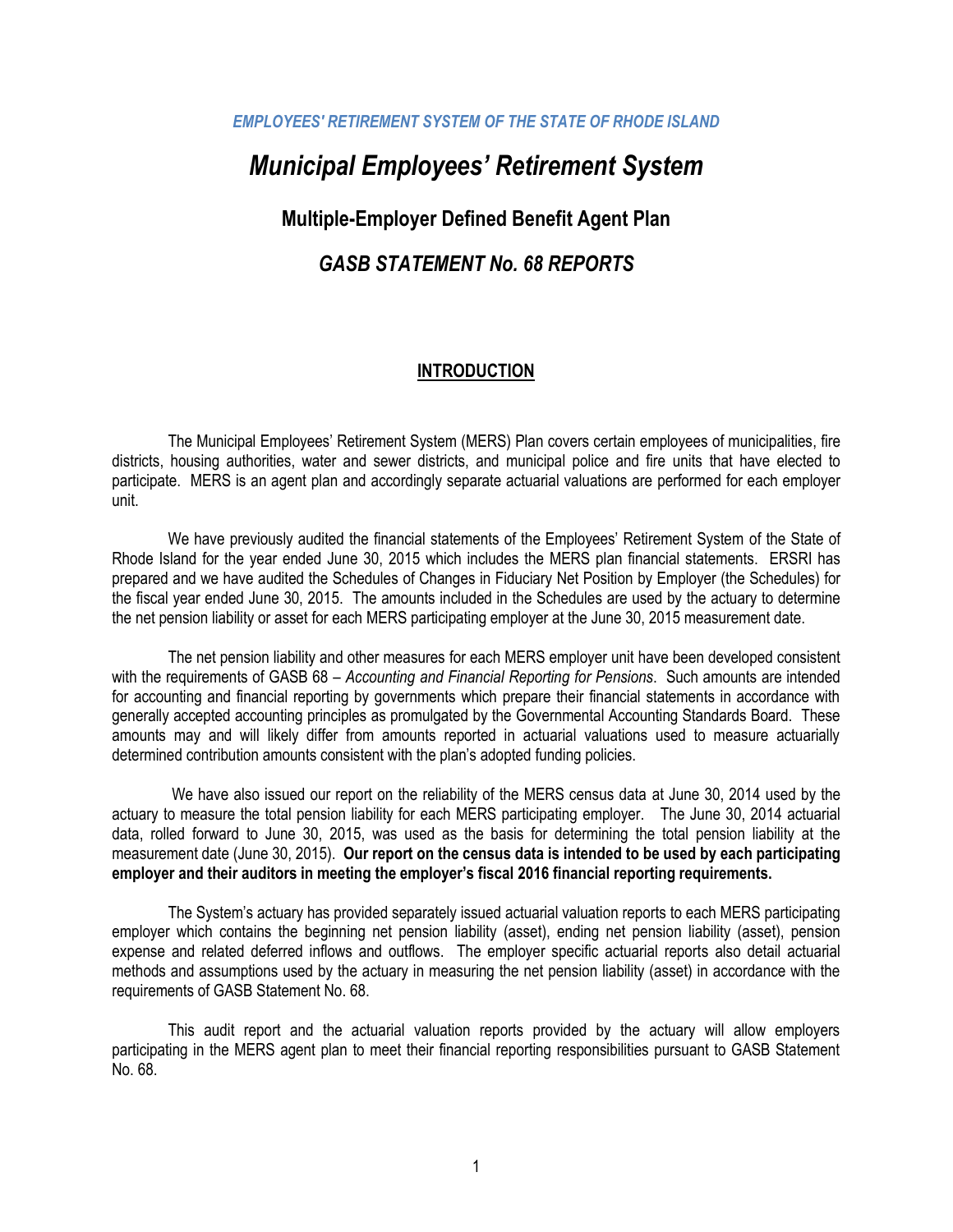*EMPLOYEES' RETIREMENT SYSTEM OF THE STATE OF RHODE ISLAND*

# *Municipal Employees' Retirement System*

## Multiple-Employer Defined Benefit Agent Plan

## *GASB STATEMENT No. 68 REPORTS*

### INTRODUCTION

The Municipal Employees' Retirement System (MERS) Plan covers certain employees of municipalities, fire districts, housing authorities, water and sewer districts, and municipal police and fire units that have elected to participate. MERS is an agent plan and accordingly separate actuarial valuations are performed for each employer unit.

We have previously audited the financial statements of the Employees' Retirement System of the State of Rhode Island for the year ended June 30, 2015 which includes the MERS plan financial statements. ERSRI has prepared and we have audited the Schedules of Changes in Fiduciary Net Position by Employer (the Schedules) for the fiscal year ended June 30, 2015. The amounts included in the Schedules are used by the actuary to determine the net pension liability or asset for each MERS participating employer at the June 30, 2015 measurement date.

The net pension liability and other measures for each MERS employer unit have been developed consistent with the requirements of GASB 68 – *Accounting and Financial Reporting for Pensions*. Such amounts are intended for accounting and financial reporting by governments which prepare their financial statements in accordance with generally accepted accounting principles as promulgated by the Governmental Accounting Standards Board. These amounts may and will likely differ from amounts reported in actuarial valuations used to measure actuarially determined contribution amounts consistent with the plan's adopted funding policies.

We have also issued our report on the reliability of the MERS census data at June 30, 2014 used by the actuary to measure the total pension liability for each MERS participating employer. The June 30, 2014 actuarial data, rolled forward to June 30, 2015, was used as the basis for determining the total pension liability at the measurement date (June 30, 2015). **Our report on the census data is intended to be used by each participating employer and their auditors in meeting the employer's fiscal 2016 financial reporting requirements.**

The System's actuary has provided separately issued actuarial valuation reports to each MERS participating employer which contains the beginning net pension liability (asset), ending net pension liability (asset), pension expense and related deferred inflows and outflows. The employer specific actuarial reports also detail actuarial methods and assumptions used by the actuary in measuring the net pension liability (asset) in accordance with the requirements of GASB Statement No. 68.

This audit report and the actuarial valuation reports provided by the actuary will allow employers participating in the MERS agent plan to meet their financial reporting responsibilities pursuant to GASB Statement No. 68.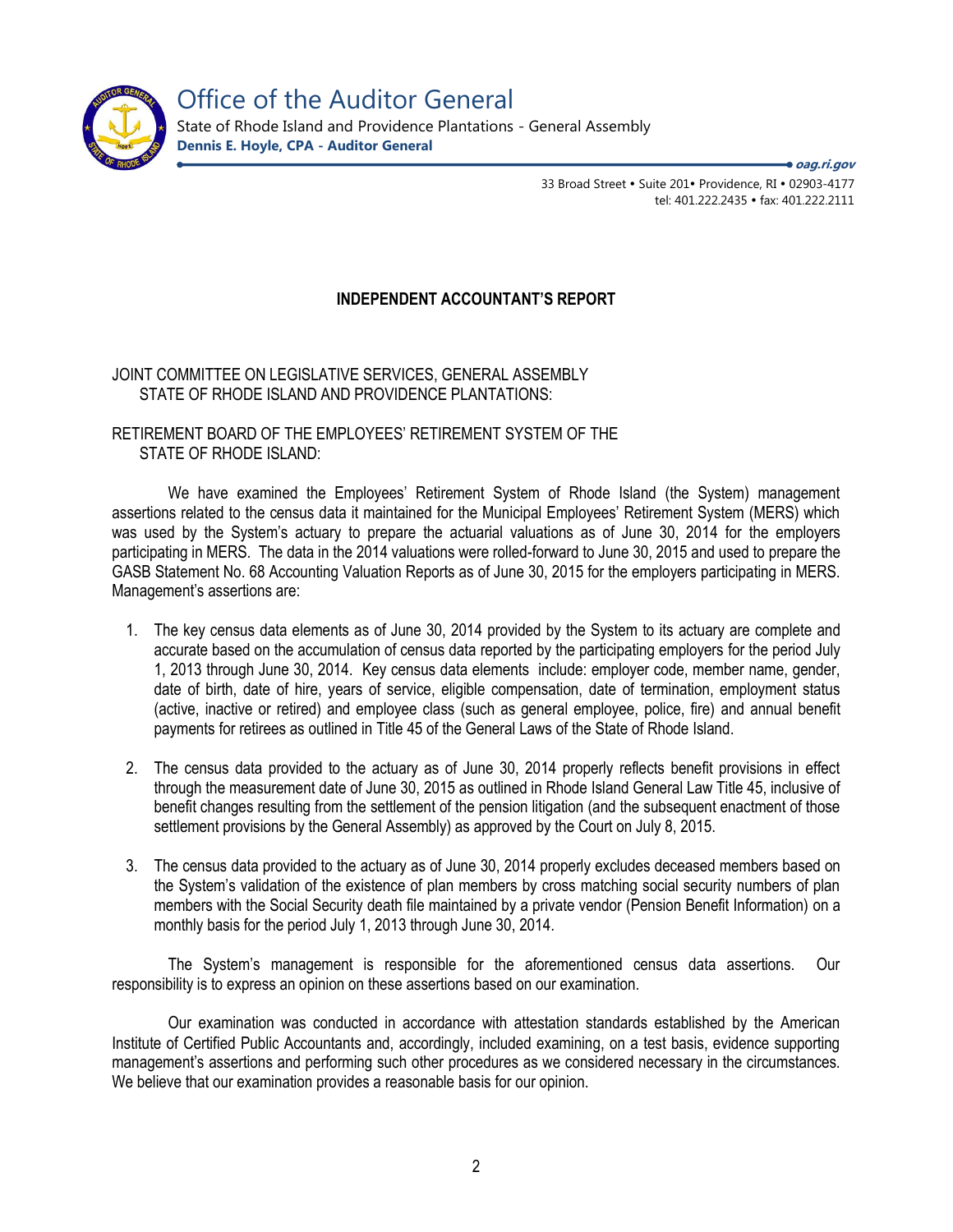Office of the Auditor General

State of Rhode Island and Providence Plantations - General Assembly

**Dennis E. Hoyle, CPA - Auditor General**

***oag.ri.gov***

33 Broad Street • Suite 201• Providence, RI • 02903-4177
tel: 401.222.2435 • fax: 401.222.2111

## INDEPENDENT ACCOUNTANT'S REPORT

JOINT COMMITTEE ON LEGISLATIVE SERVICES, GENERAL ASSEMBLY
STATE OF RHODE ISLAND AND PROVIDENCE PLANTATIONS:

RETIREMENT BOARD OF THE EMPLOYEES' RETIREMENT SYSTEM OF THE
STATE OF RHODE ISLAND:

We have examined the Employees' Retirement System of Rhode Island (the System) management assertions related to the census data it maintained for the Municipal Employees' Retirement System (MERS) which was used by the System's actuary to prepare the actuarial valuations as of June 30, 2014 for the employers participating in MERS. The data in the 2014 valuations were rolled-forward to June 30, 2015 and used to prepare the GASB Statement No. 68 Accounting Valuation Reports as of June 30, 2015 for the employers participating in MERS. Management's assertions are:

1. The key census data elements as of June 30, 2014 provided by the System to its actuary are complete and accurate based on the accumulation of census data reported by the participating employers for the period July 1, 2013 through June 30, 2014. Key census data elements include: employer code, member name, gender, date of birth, date of hire, years of service, eligible compensation, date of termination, employment status (active, inactive or retired) and employee class (such as general employee, police, fire) and annual benefit payments for retirees as outlined in Title 45 of the General Laws of the State of Rhode Island.

2. The census data provided to the actuary as of June 30, 2014 properly reflects benefit provisions in effect through the measurement date of June 30, 2015 as outlined in Rhode Island General Law Title 45, inclusive of benefit changes resulting from the settlement of the pension litigation (and the subsequent enactment of those settlement provisions by the General Assembly) as approved by the Court on July 8, 2015.

3. The census data provided to the actuary as of June 30, 2014 properly excludes deceased members based on the System's validation of the existence of plan members by cross matching social security numbers of plan members with the Social Security death file maintained by a private vendor (Pension Benefit Information) on a monthly basis for the period July 1, 2013 through June 30, 2014.

The System's management is responsible for the aforementioned census data assertions. Our responsibility is to express an opinion on these assertions based on our examination.

Our examination was conducted in accordance with attestation standards established by the American Institute of Certified Public Accountants and, accordingly, included examining, on a test basis, evidence supporting management's assertions and performing such other procedures as we considered necessary in the circumstances. We believe that our examination provides a reasonable basis for our opinion.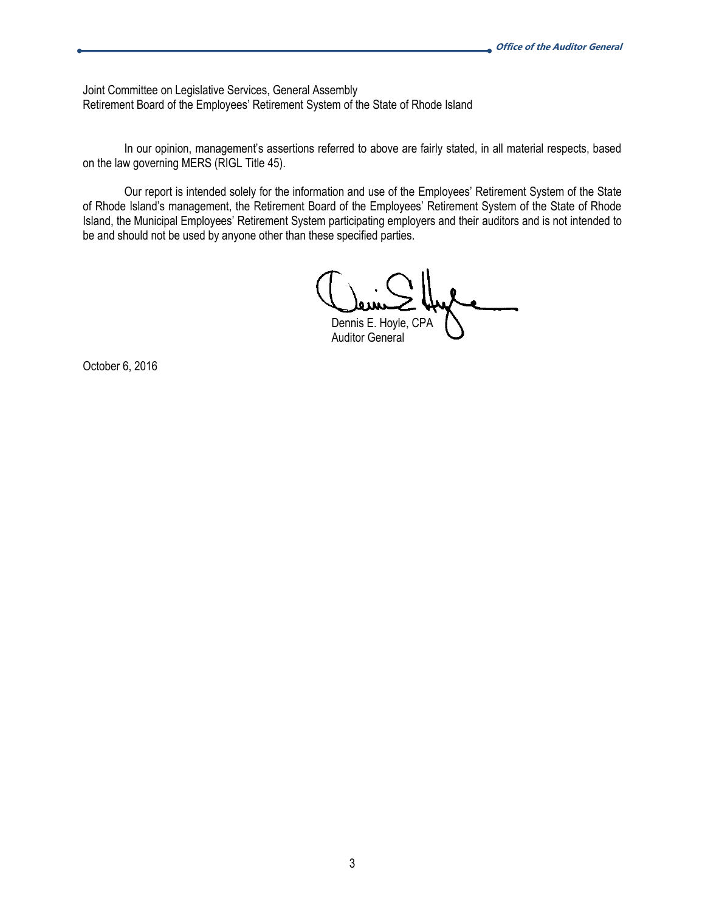Joint Committee on Legislative Services, General Assembly
Retirement Board of the Employees' Retirement System of the State of Rhode Island

In our opinion, management's assertions referred to above are fairly stated, in all material respects, based on the law governing MERS (RIGL Title 45).

Our report is intended solely for the information and use of the Employees' Retirement System of the State of Rhode Island's management, the Retirement Board of the Employees' Retirement System of the State of Rhode Island, the Municipal Employees' Retirement System participating employers and their auditors and is not intended to be and should not be used by anyone other than these specified parties.

Dennis E. Hoyle, CPA
Auditor General

October 6, 2016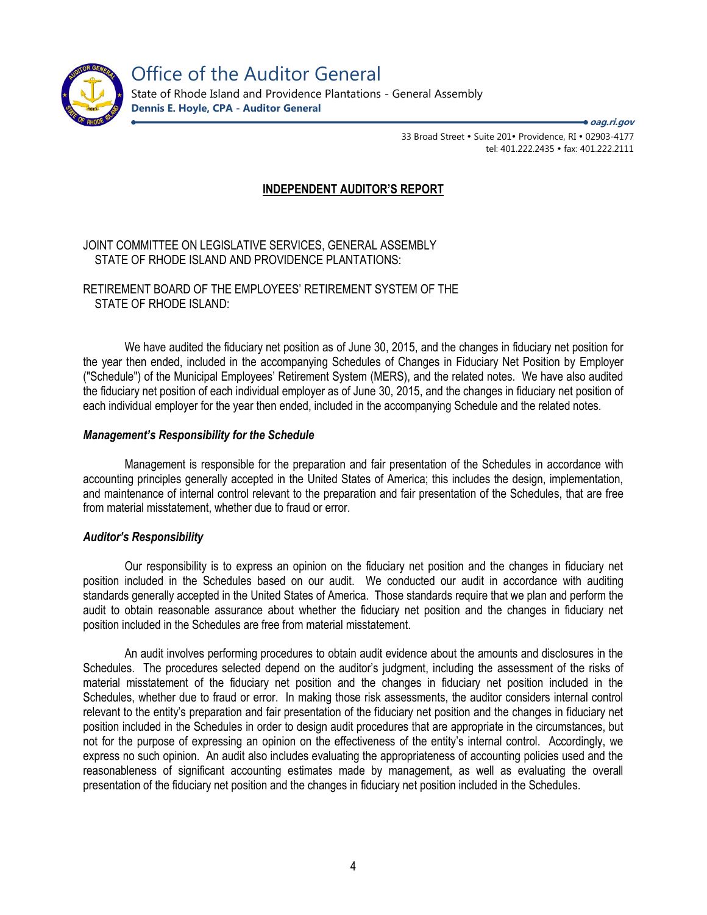# Office of the Auditor General

State of Rhode Island and Providence Plantations - General Assembly

**Dennis E. Hoyle, CPA - Auditor General**

***oag.ri.gov***

33 Broad Street • Suite 201• Providence, RI • 02903-4177
tel: 401.222.2435 • fax: 401.222.2111

## INDEPENDENT AUDITOR'S REPORT

JOINT COMMITTEE ON LEGISLATIVE SERVICES, GENERAL ASSEMBLY
STATE OF RHODE ISLAND AND PROVIDENCE PLANTATIONS:

RETIREMENT BOARD OF THE EMPLOYEES' RETIREMENT SYSTEM OF THE
STATE OF RHODE ISLAND:

We have audited the fiduciary net position as of June 30, 2015, and the changes in fiduciary net position for the year then ended, included in the accompanying Schedules of Changes in Fiduciary Net Position by Employer ("Schedule") of the Municipal Employees' Retirement System (MERS), and the related notes. We have also audited the fiduciary net position of each individual employer as of June 30, 2015, and the changes in fiduciary net position of each individual employer for the year then ended, included in the accompanying Schedule and the related notes.

### *Management's Responsibility for the Schedule*

Management is responsible for the preparation and fair presentation of the Schedules in accordance with accounting principles generally accepted in the United States of America; this includes the design, implementation, and maintenance of internal control relevant to the preparation and fair presentation of the Schedules, that are free from material misstatement, whether due to fraud or error.

### *Auditor's Responsibility*

Our responsibility is to express an opinion on the fiduciary net position and the changes in fiduciary net position included in the Schedules based on our audit. We conducted our audit in accordance with auditing standards generally accepted in the United States of America. Those standards require that we plan and perform the audit to obtain reasonable assurance about whether the fiduciary net position and the changes in fiduciary net position included in the Schedules are free from material misstatement.

An audit involves performing procedures to obtain audit evidence about the amounts and disclosures in the Schedules. The procedures selected depend on the auditor's judgment, including the assessment of the risks of material misstatement of the fiduciary net position and the changes in fiduciary net position included in the Schedules, whether due to fraud or error. In making those risk assessments, the auditor considers internal control relevant to the entity's preparation and fair presentation of the fiduciary net position and the changes in fiduciary net position included in the Schedules in order to design audit procedures that are appropriate in the circumstances, but not for the purpose of expressing an opinion on the effectiveness of the entity's internal control. Accordingly, we express no such opinion. An audit also includes evaluating the appropriateness of accounting policies used and the reasonableness of significant accounting estimates made by management, as well as evaluating the overall presentation of the fiduciary net position and the changes in fiduciary net position included in the Schedules.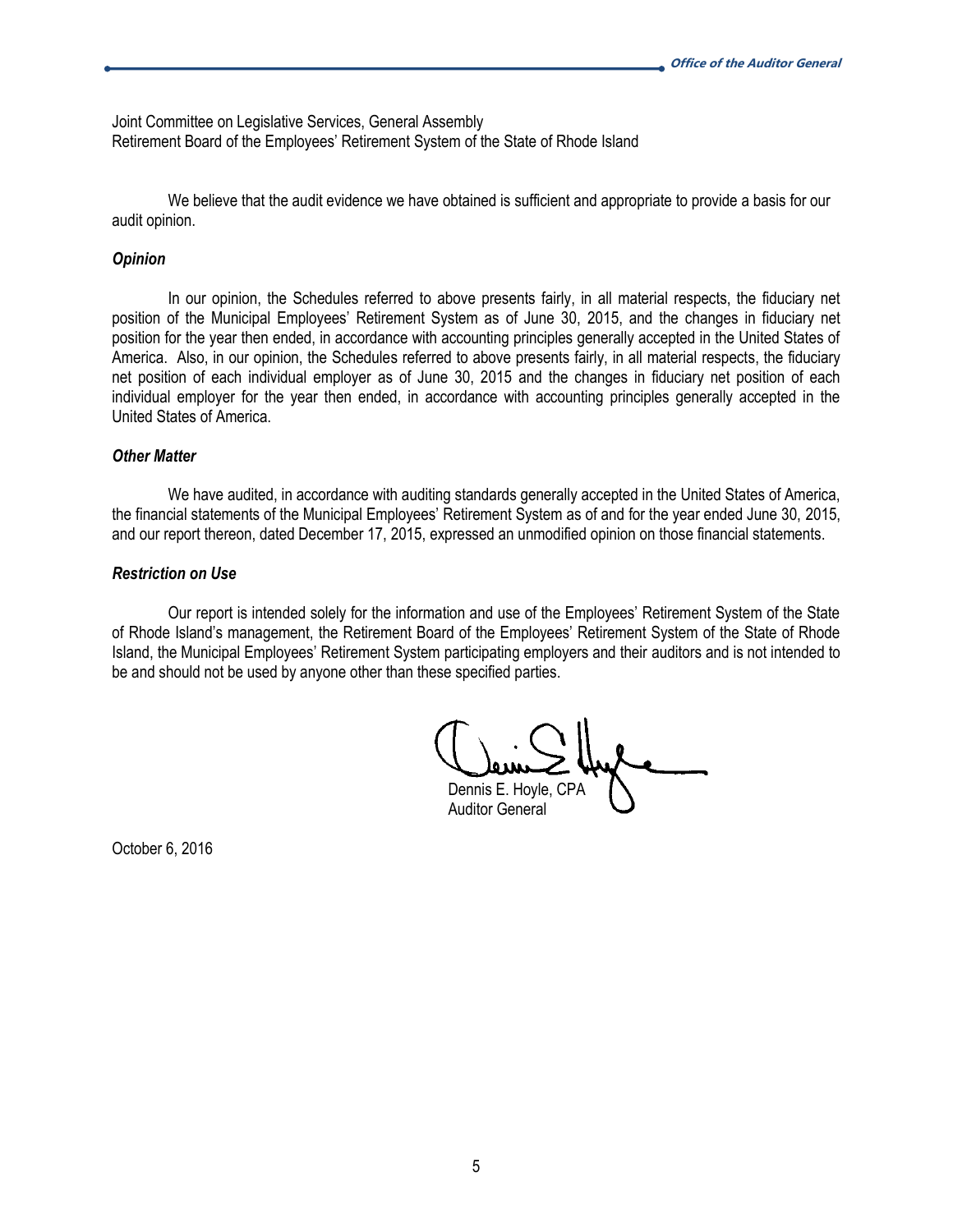Joint Committee on Legislative Services, General Assembly
Retirement Board of the Employees' Retirement System of the State of Rhode Island

We believe that the audit evidence we have obtained is sufficient and appropriate to provide a basis for our audit opinion.

***Opinion***

In our opinion, the Schedules referred to above presents fairly, in all material respects, the fiduciary net position of the Municipal Employees' Retirement System as of June 30, 2015, and the changes in fiduciary net position for the year then ended, in accordance with accounting principles generally accepted in the United States of America. Also, in our opinion, the Schedules referred to above presents fairly, in all material respects, the fiduciary net position of each individual employer as of June 30, 2015 and the changes in fiduciary net position of each individual employer for the year then ended, in accordance with accounting principles generally accepted in the United States of America.

***Other Matter***

We have audited, in accordance with auditing standards generally accepted in the United States of America, the financial statements of the Municipal Employees' Retirement System as of and for the year ended June 30, 2015, and our report thereon, dated December 17, 2015, expressed an unmodified opinion on those financial statements.

***Restriction on Use***

Our report is intended solely for the information and use of the Employees' Retirement System of the State of Rhode Island's management, the Retirement Board of the Employees' Retirement System of the State of Rhode Island, the Municipal Employees' Retirement System participating employers and their auditors and is not intended to be and should not be used by anyone other than these specified parties.

Dennis E. Hoyle, CPA
Auditor General

October 6, 2016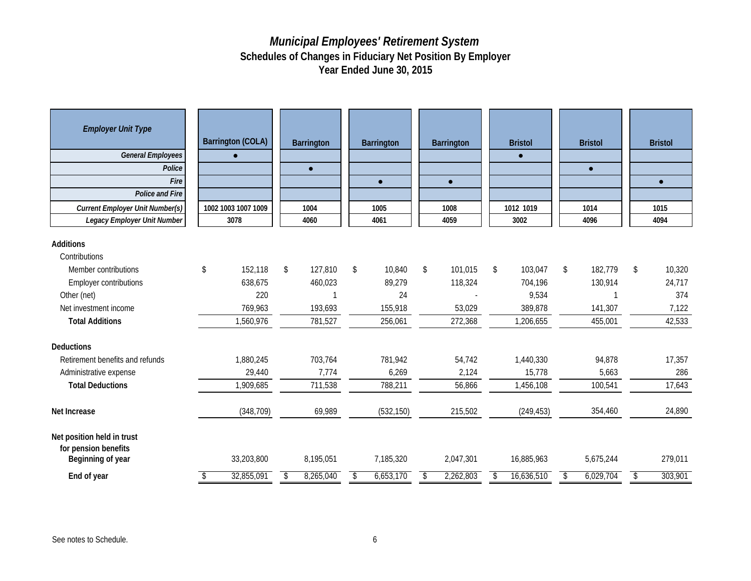# *Municipal Employees' Retirement System*

## Schedules of Changes in Fiduciary Net Position By Employer

## Year Ended June 30, 2015

| *Employer Unit Type* | Barrington (COLA) | Barrington | Barrington | Barrington | Bristol | Bristol | Bristol |
|---|---|---|---|---|---|---|---|
| ***General Employees*** | ● | | | | ● | | |
| ***Police*** | | ● | | | | ● | |
| ***Fire*** | | | ● | ● | | | ● |
| ***Police and Fire*** | | | | | | | |
| ***Current Employer Unit Number(s)*** | 1002 1003 1007 1009 | 1004 | 1005 | 1008 | 1012 1019 | 1014 | 1015 |
| ***Legacy Employer Unit Number*** | 3078 | 4060 | 4061 | 4059 | 3002 | 4096 | 4094 |
| **Additions** | | | | | | | |
| Contributions | | | | | | | |
| Member contributions | $ 152,118 | $ 127,810 | $ 10,840 | $ 101,015 | $ 103,047 | $ 182,779 | $ 10,320 |
| Employer contributions | 638,675 | 460,023 | 89,279 | 118,324 | 704,196 | 130,914 | 24,717 |
| Other (net) | 220 | 1 | 24 | - | 9,534 | 1 | 374 |
| Net investment income | 769,963 | 193,693 | 155,918 | 53,029 | 389,878 | 141,307 | 7,122 |
| **Total Additions** | 1,560,976 | 781,527 | 256,061 | 272,368 | 1,206,655 | 455,001 | 42,533 |
| **Deductions** | | | | | | | |
| Retirement benefits and refunds | 1,880,245 | 703,764 | 781,942 | 54,742 | 1,440,330 | 94,878 | 17,357 |
| Administrative expense | 29,440 | 7,774 | 6,269 | 2,124 | 15,778 | 5,663 | 286 |
| **Total Deductions** | 1,909,685 | 711,538 | 788,211 | 56,866 | 1,456,108 | 100,541 | 17,643 |
| **Net Increase** | (348,709) | 69,989 | (532,150) | 215,502 | (249,453) | 354,460 | 24,890 |
| **Net position held in trust for pension benefits** | | | | | | | |
| **Beginning of year** | 33,203,800 | 8,195,051 | 7,185,320 | 2,047,301 | 16,885,963 | 5,675,244 | 279,011 |
| **End of year** | $ 32,855,091 | $ 8,265,040 | $ 6,653,170 | $ 2,262,803 | $ 16,636,510 | $ 6,029,704 | $ 303,901 |

See notes to Schedule.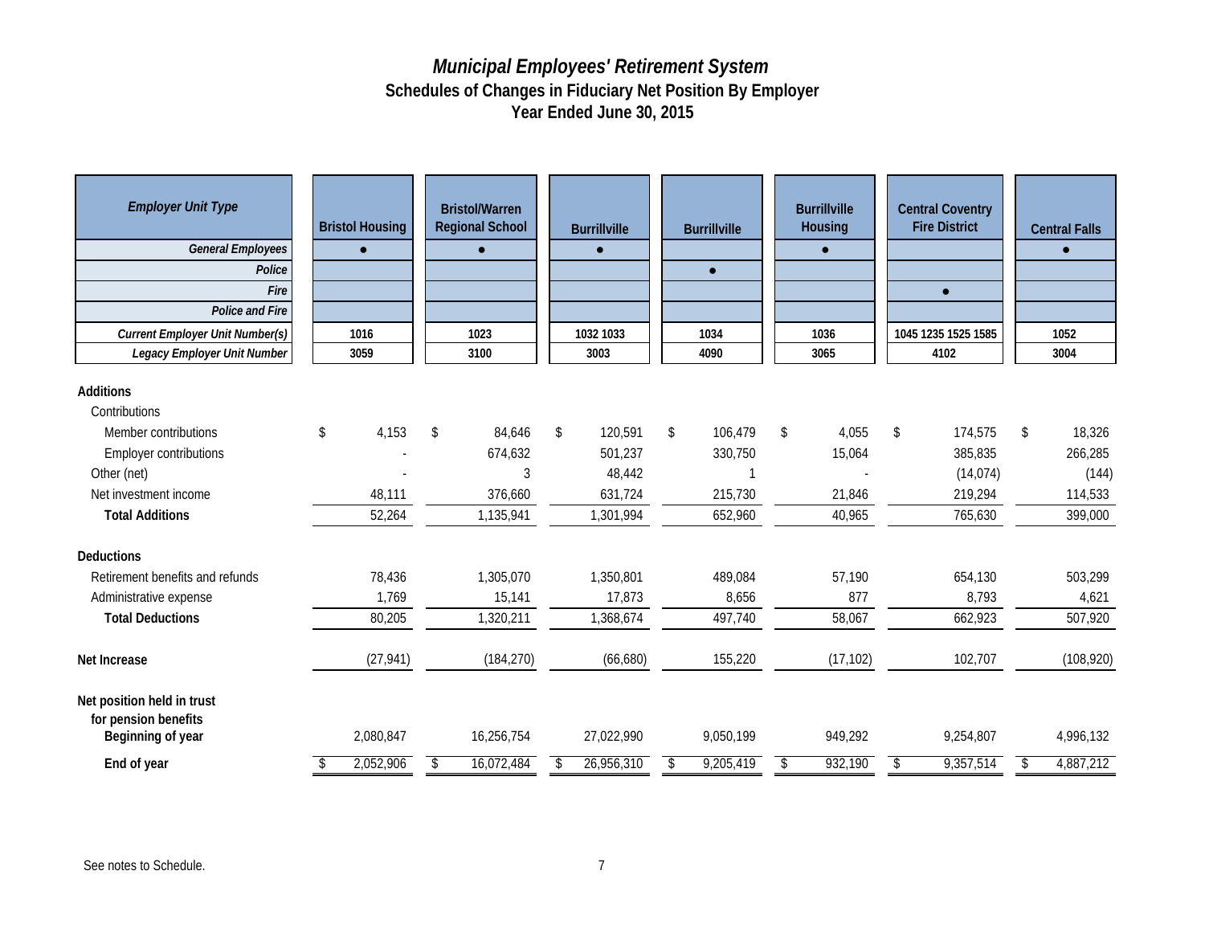# *Municipal Employees' Retirement System*
## Schedules of Changes in Fiduciary Net Position By Employer
## Year Ended June 30, 2015

| *Employer Unit Type* | Bristol Housing | Bristol/Warren Regional School | Burrillville | Burrillville | Burrillville Housing | Central Coventry Fire District | Central Falls |
|---|---|---|---|---|---|---|---|
| *General Employees* | ● | ● | ● | | ● | | ● |
| *Police* | | | | ● | | | |
| *Fire* | | | | | | ● | |
| *Police and Fire* | | | | | | | |
| *Current Employer Unit Number(s)* | 1016 | 1023 | 1032 1033 | 1034 | 1036 | 1045 1235 1525 1585 | 1052 |
| *Legacy Employer Unit Number* | 3059 | 3100 | 3003 | 4090 | 3065 | 4102 | 3004 |
| **Additions** | | | | | | | |
| Contributions | | | | | | | |
| Member contributions | $ 4,153 | $ 84,646 | $ 120,591 | $ 106,479 | $ 4,055 | $ 174,575 | $ 18,326 |
| Employer contributions | - | 674,632 | 501,237 | 330,750 | 15,064 | 385,835 | 266,285 |
| Other (net) | - | 3 | 48,442 | 1 | - | (14,074) | (144) |
| Net investment income | 48,111 | 376,660 | 631,724 | 215,730 | 21,846 | 219,294 | 114,533 |
| **Total Additions** | 52,264 | 1,135,941 | 1,301,994 | 652,960 | 40,965 | 765,630 | 399,000 |
| **Deductions** | | | | | | | |
| Retirement benefits and refunds | 78,436 | 1,305,070 | 1,350,801 | 489,084 | 57,190 | 654,130 | 503,299 |
| Administrative expense | 1,769 | 15,141 | 17,873 | 8,656 | 877 | 8,793 | 4,621 |
| **Total Deductions** | 80,205 | 1,320,211 | 1,368,674 | 497,740 | 58,067 | 662,923 | 507,920 |
| **Net Increase** | (27,941) | (184,270) | (66,680) | 155,220 | (17,102) | 102,707 | (108,920) |
| **Net position held in trust for pension benefits** | | | | | | | |
| **Beginning of year** | 2,080,847 | 16,256,754 | 27,022,990 | 9,050,199 | 949,292 | 9,254,807 | 4,996,132 |
| **End of year** | $ 2,052,906 | $ 16,072,484 | $ 26,956,310 | $ 9,205,419 | $ 932,190 | $ 9,357,514 | $ 4,887,212 |

See notes to Schedule.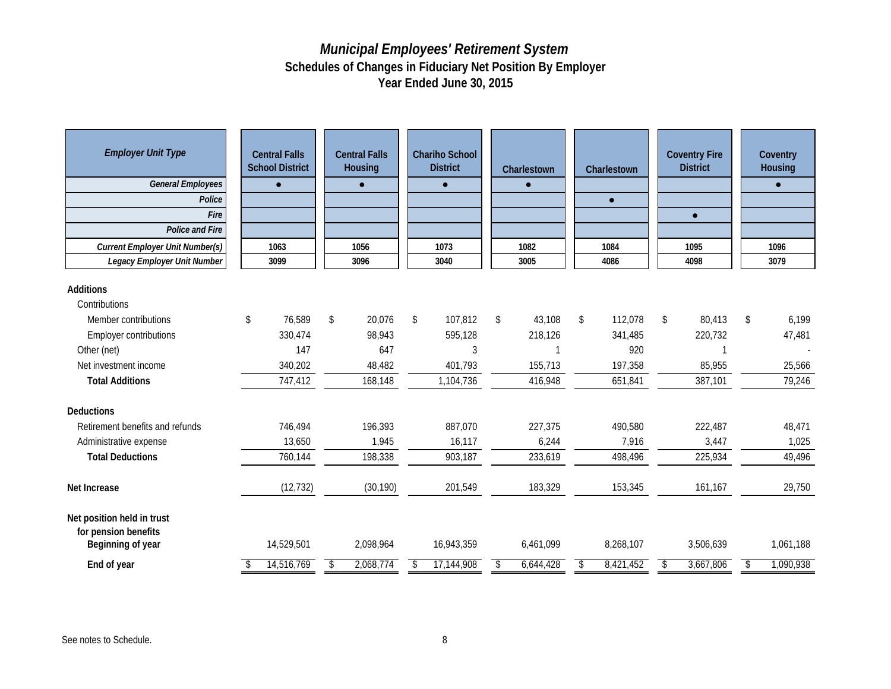# *Municipal Employees' Retirement System*
## Schedules of Changes in Fiduciary Net Position By Employer
## Year Ended June 30, 2015

| ***Employer Unit Type*** | Central Falls School District | Central Falls Housing | Chariho School District | Charlestown | Charlestown | Coventry Fire District | Coventry Housing |
|---|---|---|---|---|---|---|---|
| ***General Employees*** | ● | ● | ● | ● | | | ● |
| ***Police*** | | | | | ● | | |
| ***Fire*** | | | | | | ● | |
| ***Police and Fire*** | | | | | | | |
| ***Current Employer Unit Number(s)*** | 1063 | 1056 | 1073 | 1082 | 1084 | 1095 | 1096 |
| ***Legacy Employer Unit Number*** | 3099 | 3096 | 3040 | 3005 | 4086 | 4098 | 3079 |
| **Additions** | | | | | | | |
| Contributions | | | | | | | |
| Member contributions | $ 76,589 | $ 20,076 | $ 107,812 | $ 43,108 | $ 112,078 | $ 80,413 | $ 6,199 |
| Employer contributions | 330,474 | 98,943 | 595,128 | 218,126 | 341,485 | 220,732 | 47,481 |
| Other (net) | 147 | 647 | 3 | 1 | 920 | 1 | - |
| Net investment income | 340,202 | 48,482 | 401,793 | 155,713 | 197,358 | 85,955 | 25,566 |
| **Total Additions** | 747,412 | 168,148 | 1,104,736 | 416,948 | 651,841 | 387,101 | 79,246 |
| **Deductions** | | | | | | | |
| Retirement benefits and refunds | 746,494 | 196,393 | 887,070 | 227,375 | 490,580 | 222,487 | 48,471 |
| Administrative expense | 13,650 | 1,945 | 16,117 | 6,244 | 7,916 | 3,447 | 1,025 |
| **Total Deductions** | 760,144 | 198,338 | 903,187 | 233,619 | 498,496 | 225,934 | 49,496 |
| **Net Increase** | (12,732) | (30,190) | 201,549 | 183,329 | 153,345 | 161,167 | 29,750 |
| **Net position held in trust for pension benefits** | | | | | | | |
| **Beginning of year** | 14,529,501 | 2,098,964 | 16,943,359 | 6,461,099 | 8,268,107 | 3,506,639 | 1,061,188 |
| **End of year** | $ 14,516,769 | $ 2,068,774 | $ 17,144,908 | $ 6,644,428 | $ 8,421,452 | $ 3,667,806 | $ 1,090,938 |

See notes to Schedule.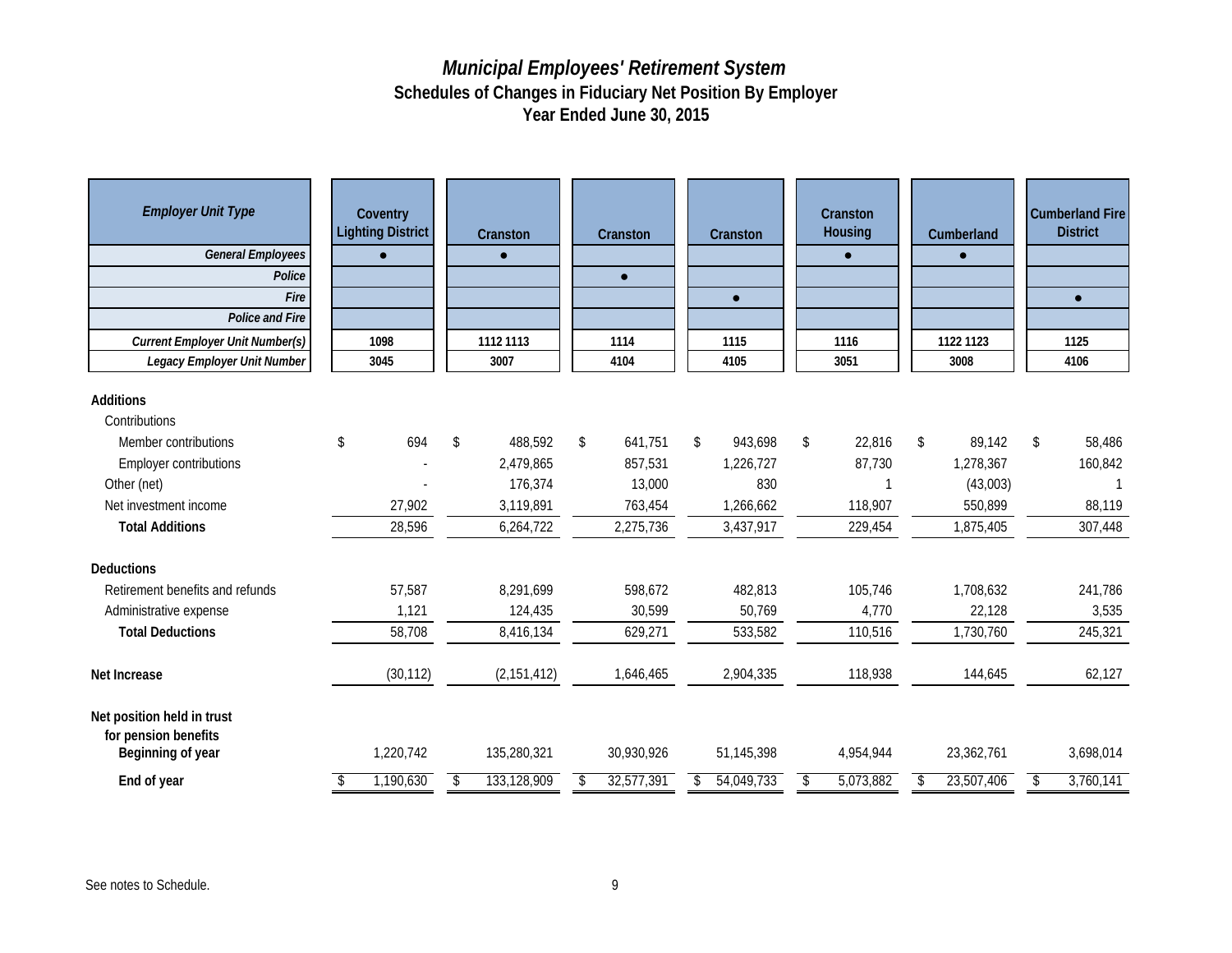# *Municipal Employees' Retirement System*

## Schedules of Changes in Fiduciary Net Position By Employer

## Year Ended June 30, 2015

| *Employer Unit Type* | Coventry Lighting District | Cranston | Cranston | Cranston | Cranston Housing | Cumberland | Cumberland Fire District |
|---|---|---|---|---|---|---|---|
| *General Employees* | ● | ● | | | ● | ● | |
| *Police* | | | ● | | | | |
| *Fire* | | | | ● | | | ● |
| *Police and Fire* | | | | | | | |
| *Current Employer Unit Number(s)* | 1098 | 1112 1113 | 1114 | 1115 | 1116 | 1122 1123 | 1125 |
| *Legacy Employer Unit Number* | 3045 | 3007 | 4104 | 4105 | 3051 | 3008 | 4106 |
| **Additions** | | | | | | | |
| Contributions | | | | | | | |
| Member contributions | $ 694 | $ 488,592 | $ 641,751 | $ 943,698 | $ 22,816 | $ 89,142 | $ 58,486 |
| Employer contributions | - | 2,479,865 | 857,531 | 1,226,727 | 87,730 | 1,278,367 | 160,842 |
| Other (net) | - | 176,374 | 13,000 | 830 | 1 | (43,003) | 1 |
| Net investment income | 27,902 | 3,119,891 | 763,454 | 1,266,662 | 118,907 | 550,899 | 88,119 |
| **Total Additions** | 28,596 | 6,264,722 | 2,275,736 | 3,437,917 | 229,454 | 1,875,405 | 307,448 |
| **Deductions** | | | | | | | |
| Retirement benefits and refunds | 57,587 | 8,291,699 | 598,672 | 482,813 | 105,746 | 1,708,632 | 241,786 |
| Administrative expense | 1,121 | 124,435 | 30,599 | 50,769 | 4,770 | 22,128 | 3,535 |
| **Total Deductions** | 58,708 | 8,416,134 | 629,271 | 533,582 | 110,516 | 1,730,760 | 245,321 |
| **Net Increase** | (30,112) | (2,151,412) | 1,646,465 | 2,904,335 | 118,938 | 144,645 | 62,127 |
| **Net position held in trust for pension benefits** | | | | | | | |
| **Beginning of year** | 1,220,742 | 135,280,321 | 30,930,926 | 51,145,398 | 4,954,944 | 23,362,761 | 3,698,014 |
| **End of year** | $ 1,190,630 | $ 133,128,909 | $ 32,577,391 | $ 54,049,733 | $ 5,073,882 | $ 23,507,406 | $ 3,760,141 |

See notes to Schedule.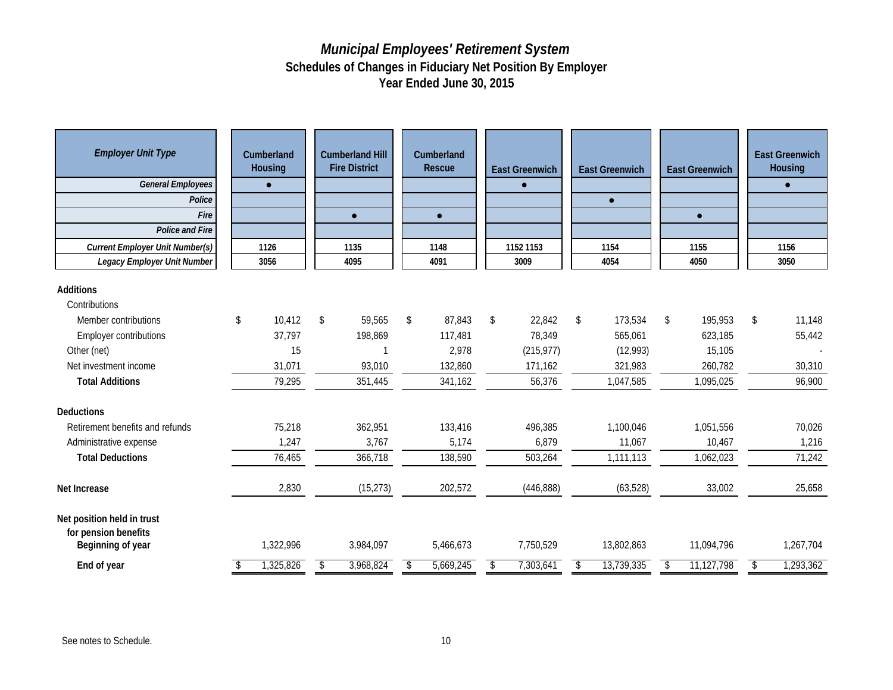# *Municipal Employees' Retirement System*
## Schedules of Changes in Fiduciary Net Position By Employer
## Year Ended June 30, 2015

| *Employer Unit Type* | Cumberland Housing | Cumberland Hill Fire District | Cumberland Rescue | East Greenwich | East Greenwich | East Greenwich | East Greenwich Housing |
|---|---|---|---|---|---|---|---|
| *General Employees* | ● | | | ● | | | ● |
| *Police* | | | | | ● | | |
| *Fire* | | ● | ● | | | ● | |
| *Police and Fire* | | | | | | | |
| *Current Employer Unit Number(s)* | 1126 | 1135 | 1148 | 1152 1153 | 1154 | 1155 | 1156 |
| *Legacy Employer Unit Number* | 3056 | 4095 | 4091 | 3009 | 4054 | 4050 | 3050 |
| **Additions** | | | | | | | |
| Contributions | | | | | | | |
| Member contributions | $ 10,412 | $ 59,565 | $ 87,843 | $ 22,842 | $ 173,534 | $ 195,953 | $ 11,148 |
| Employer contributions | 37,797 | 198,869 | 117,481 | 78,349 | 565,061 | 623,185 | 55,442 |
| Other (net) | 15 | 1 | 2,978 | (215,977) | (12,993) | 15,105 | - |
| Net investment income | 31,071 | 93,010 | 132,860 | 171,162 | 321,983 | 260,782 | 30,310 |
| **Total Additions** | 79,295 | 351,445 | 341,162 | 56,376 | 1,047,585 | 1,095,025 | 96,900 |
| **Deductions** | | | | | | | |
| Retirement benefits and refunds | 75,218 | 362,951 | 133,416 | 496,385 | 1,100,046 | 1,051,556 | 70,026 |
| Administrative expense | 1,247 | 3,767 | 5,174 | 6,879 | 11,067 | 10,467 | 1,216 |
| **Total Deductions** | 76,465 | 366,718 | 138,590 | 503,264 | 1,111,113 | 1,062,023 | 71,242 |
| **Net Increase** | 2,830 | (15,273) | 202,572 | (446,888) | (63,528) | 33,002 | 25,658 |
| **Net position held in trust for pension benefits** | | | | | | | |
| **Beginning of year** | 1,322,996 | 3,984,097 | 5,466,673 | 7,750,529 | 13,802,863 | 11,094,796 | 1,267,704 |
| **End of year** | $ 1,325,826 | $ 3,968,824 | $ 5,669,245 | $ 7,303,641 | $ 13,739,335 | $ 11,127,798 | $ 1,293,362 |

See notes to Schedule.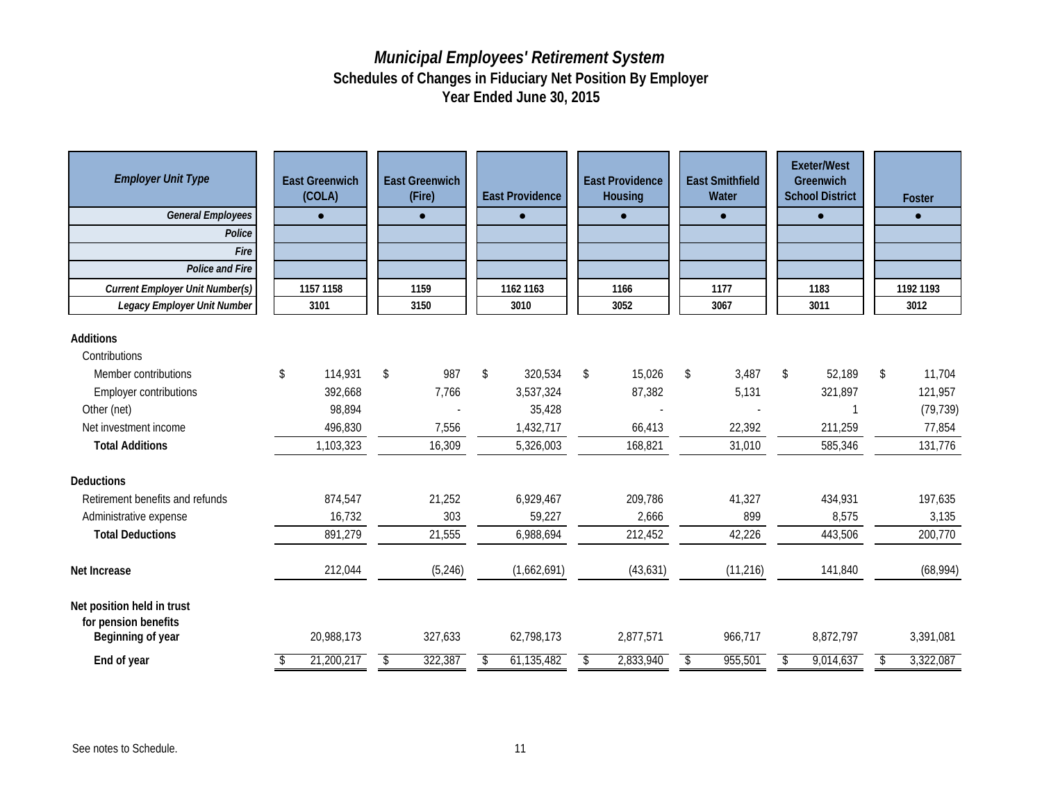# *Municipal Employees' Retirement System*
## Schedules of Changes in Fiduciary Net Position By Employer
## Year Ended June 30, 2015

| *Employer Unit Type* | East Greenwich (COLA) | East Greenwich (Fire) | East Providence | East Providence Housing | East Smithfield Water | Exeter/West Greenwich School District | Foster |
|---|---|---|---|---|---|---|---|
| *General Employees* | ● | ● | ● | ● | ● | ● | ● |
| *Police* | | | | | | | |
| *Fire* | | | | | | | |
| *Police and Fire* | | | | | | | |
| *Current Employer Unit Number(s)* | 1157 1158 | 1159 | 1162 1163 | 1166 | 1177 | 1183 | 1192 1193 |
| *Legacy Employer Unit Number* | 3101 | 3150 | 3010 | 3052 | 3067 | 3011 | 3012 |
| **Additions** | | | | | | | |
| Contributions | | | | | | | |
| Member contributions | $ 114,931 | $ 987 | $ 320,534 | $ 15,026 | $ 3,487 | $ 52,189 | $ 11,704 |
| Employer contributions | 392,668 | 7,766 | 3,537,324 | 87,382 | 5,131 | 321,897 | 121,957 |
| Other (net) | 98,894 | - | 35,428 | - | - | 1 | (79,739) |
| Net investment income | 496,830 | 7,556 | 1,432,717 | 66,413 | 22,392 | 211,259 | 77,854 |
| **Total Additions** | 1,103,323 | 16,309 | 5,326,003 | 168,821 | 31,010 | 585,346 | 131,776 |
| **Deductions** | | | | | | | |
| Retirement benefits and refunds | 874,547 | 21,252 | 6,929,467 | 209,786 | 41,327 | 434,931 | 197,635 |
| Administrative expense | 16,732 | 303 | 59,227 | 2,666 | 899 | 8,575 | 3,135 |
| **Total Deductions** | 891,279 | 21,555 | 6,988,694 | 212,452 | 42,226 | 443,506 | 200,770 |
| **Net Increase** | 212,044 | (5,246) | (1,662,691) | (43,631) | (11,216) | 141,840 | (68,994) |
| **Net position held in trust for pension benefits** | | | | | | | |
| **Beginning of year** | 20,988,173 | 327,633 | 62,798,173 | 2,877,571 | 966,717 | 8,872,797 | 3,391,081 |
| **End of year** | $ 21,200,217 | $ 322,387 | $ 61,135,482 | $ 2,833,940 | $ 955,501 | $ 9,014,637 | $ 3,322,087 |

See notes to Schedule.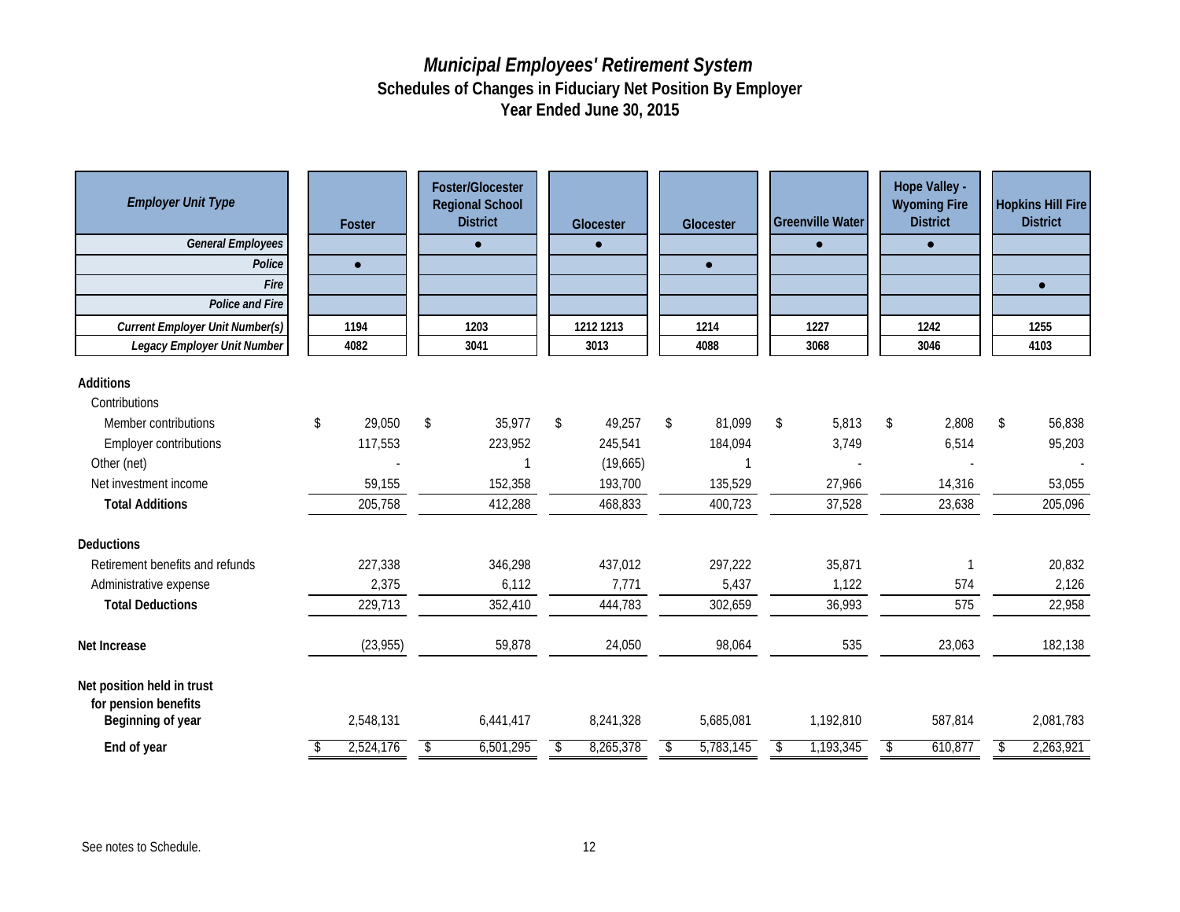# *Municipal Employees' Retirement System*
## Schedules of Changes in Fiduciary Net Position By Employer
## Year Ended June 30, 2015

| *Employer Unit Type* | Foster | Foster/Glocester Regional School District | Glocester | Glocester | Greenville Water | Hope Valley - Wyoming Fire District | Hopkins Hill Fire District |
|---|---|---|---|---|---|---|---|
| *General Employees* | | ● | ● | | ● | ● | |
| *Police* | ● | | | ● | | | |
| *Fire* | | | | | | | ● |
| *Police and Fire* | | | | | | | |
| *Current Employer Unit Number(s)* | 1194 | 1203 | 1212 1213 | 1214 | 1227 | 1242 | 1255 |
| *Legacy Employer Unit Number* | 4082 | 3041 | 3013 | 4088 | 3068 | 3046 | 4103 |
| **Additions** | | | | | | | |
| Contributions | | | | | | | |
| Member contributions | $ 29,050 | $ 35,977 | $ 49,257 | $ 81,099 | $ 5,813 | $ 2,808 | $ 56,838 |
| Employer contributions | 117,553 | 223,952 | 245,541 | 184,094 | 3,749 | 6,514 | 95,203 |
| Other (net) | - | 1 | (19,665) | 1 | - | - | - |
| Net investment income | 59,155 | 152,358 | 193,700 | 135,529 | 27,966 | 14,316 | 53,055 |
| **Total Additions** | 205,758 | 412,288 | 468,833 | 400,723 | 37,528 | 23,638 | 205,096 |
| **Deductions** | | | | | | | |
| Retirement benefits and refunds | 227,338 | 346,298 | 437,012 | 297,222 | 35,871 | 1 | 20,832 |
| Administrative expense | 2,375 | 6,112 | 7,771 | 5,437 | 1,122 | 574 | 2,126 |
| **Total Deductions** | 229,713 | 352,410 | 444,783 | 302,659 | 36,993 | 575 | 22,958 |
| **Net Increase** | (23,955) | 59,878 | 24,050 | 98,064 | 535 | 23,063 | 182,138 |
| **Net position held in trust for pension benefits** | | | | | | | |
| **Beginning of year** | 2,548,131 | 6,441,417 | 8,241,328 | 5,685,081 | 1,192,810 | 587,814 | 2,081,783 |
| **End of year** | $ 2,524,176 | $ 6,501,295 | $ 8,265,378 | $ 5,783,145 | $ 1,193,345 | $ 610,877 | $ 2,263,921 |

See notes to Schedule.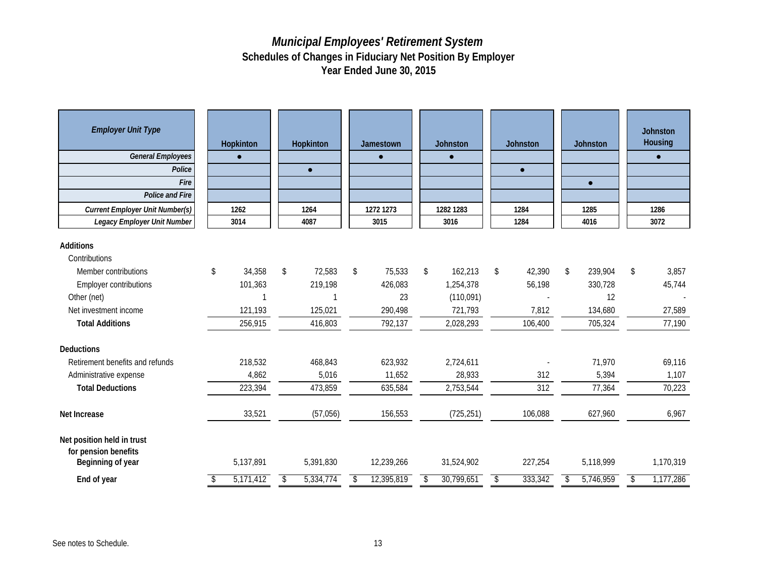# *Municipal Employees' Retirement System*
## Schedules of Changes in Fiduciary Net Position By Employer
## Year Ended June 30, 2015

| *Employer Unit Type* | Hopkinton | Hopkinton | Jamestown | Johnston | Johnston | Johnston | Johnston Housing |
|---|---|---|---|---|---|---|---|
| *General Employees* | ● | | ● | ● | | | ● |
| *Police* | | ● | | | ● | | |
| *Fire* | | | | | | ● | |
| *Police and Fire* | | | | | | | |
| *Current Employer Unit Number(s)* | 1262 | 1264 | 1272 1273 | 1282 1283 | 1284 | 1285 | 1286 |
| *Legacy Employer Unit Number* | 3014 | 4087 | 3015 | 3016 | 1284 | 4016 | 3072 |
| **Additions** | | | | | | | |
| Contributions | | | | | | | |
| Member contributions | $ 34,358 | $ 72,583 | $ 75,533 | $ 162,213 | $ 42,390 | $ 239,904 | $ 3,857 |
| Employer contributions | 101,363 | 219,198 | 426,083 | 1,254,378 | 56,198 | 330,728 | 45,744 |
| Other (net) | 1 | 1 | 23 | (110,091) | - | 12 | - |
| Net investment income | 121,193 | 125,021 | 290,498 | 721,793 | 7,812 | 134,680 | 27,589 |
| **Total Additions** | 256,915 | 416,803 | 792,137 | 2,028,293 | 106,400 | 705,324 | 77,190 |
| **Deductions** | | | | | | | |
| Retirement benefits and refunds | 218,532 | 468,843 | 623,932 | 2,724,611 | - | 71,970 | 69,116 |
| Administrative expense | 4,862 | 5,016 | 11,652 | 28,933 | 312 | 5,394 | 1,107 |
| **Total Deductions** | 223,394 | 473,859 | 635,584 | 2,753,544 | 312 | 77,364 | 70,223 |
| **Net Increase** | 33,521 | (57,056) | 156,553 | (725,251) | 106,088 | 627,960 | 6,967 |
| **Net position held in trust for pension benefits** | | | | | | | |
| **Beginning of year** | 5,137,891 | 5,391,830 | 12,239,266 | 31,524,902 | 227,254 | 5,118,999 | 1,170,319 |
| **End of year** | $ 5,171,412 | $ 5,334,774 | $ 12,395,819 | $ 30,799,651 | $ 333,342 | $ 5,746,959 | $ 1,177,286 |

See notes to Schedule.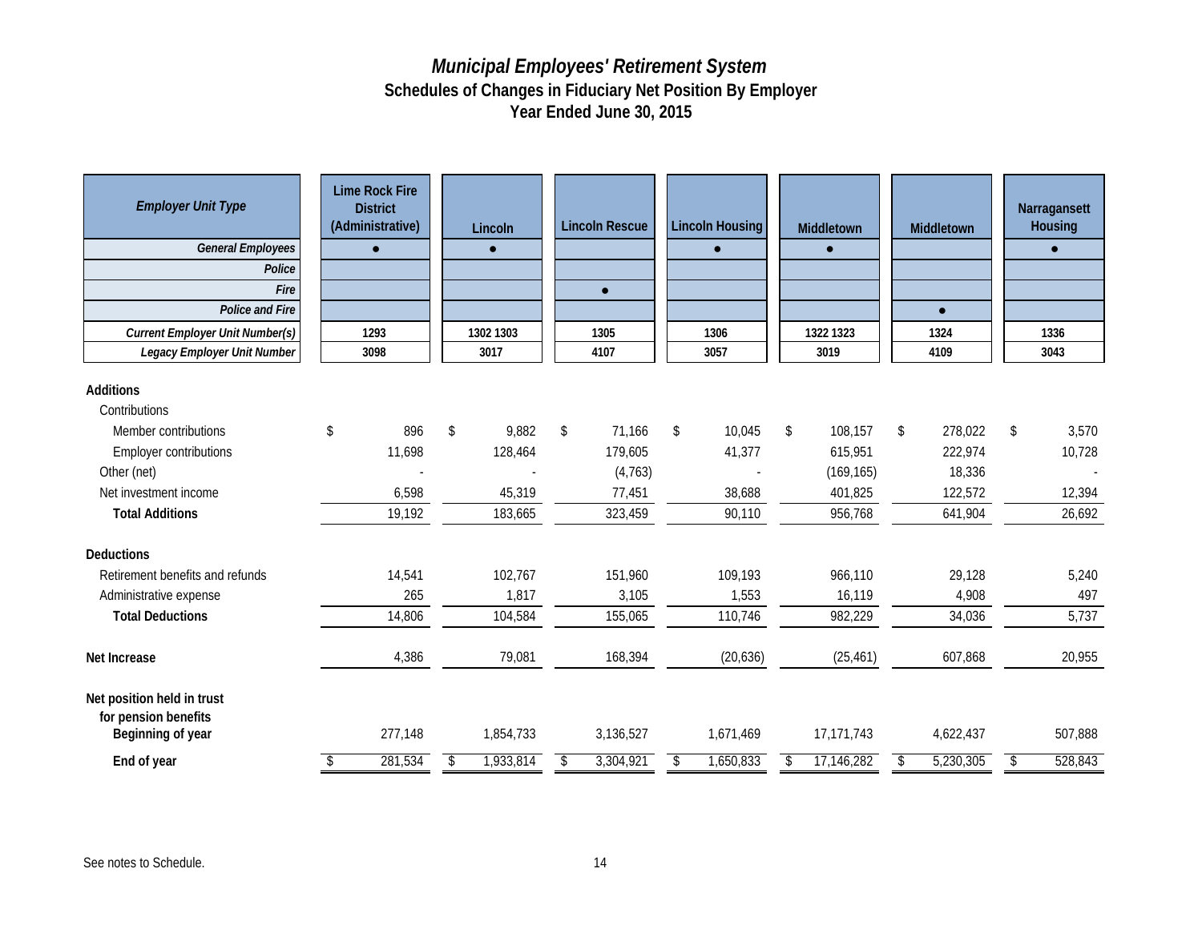# *Municipal Employees' Retirement System*

## Schedules of Changes in Fiduciary Net Position By Employer

## Year Ended June 30, 2015

| *Employer Unit Type* | Lime Rock Fire District (Administrative) | Lincoln | Lincoln Rescue | Lincoln Housing | Middletown | Middletown | Narragansett Housing |
|---|---|---|---|---|---|---|---|
| *General Employees* | ● | ● | | ● | ● | | ● |
| *Police* | | | | | | | |
| *Fire* | | | ● | | | | |
| *Police and Fire* | | | | | | ● | |
| *Current Employer Unit Number(s)* | 1293 | 1302 1303 | 1305 | 1306 | 1322 1323 | 1324 | 1336 |
| *Legacy Employer Unit Number* | 3098 | 3017 | 4107 | 3057 | 3019 | 4109 | 3043 |
| **Additions** | | | | | | | |
| Contributions | | | | | | | |
| Member contributions | $ 896 | $ 9,882 | $ 71,166 | $ 10,045 | $ 108,157 | $ 278,022 | $ 3,570 |
| Employer contributions | 11,698 | 128,464 | 179,605 | 41,377 | 615,951 | 222,974 | 10,728 |
| Other (net) | - | - | (4,763) | - | (169,165) | 18,336 | - |
| Net investment income | 6,598 | 45,319 | 77,451 | 38,688 | 401,825 | 122,572 | 12,394 |
| **Total Additions** | 19,192 | 183,665 | 323,459 | 90,110 | 956,768 | 641,904 | 26,692 |
| **Deductions** | | | | | | | |
| Retirement benefits and refunds | 14,541 | 102,767 | 151,960 | 109,193 | 966,110 | 29,128 | 5,240 |
| Administrative expense | 265 | 1,817 | 3,105 | 1,553 | 16,119 | 4,908 | 497 |
| **Total Deductions** | 14,806 | 104,584 | 155,065 | 110,746 | 982,229 | 34,036 | 5,737 |
| **Net Increase** | 4,386 | 79,081 | 168,394 | (20,636) | (25,461) | 607,868 | 20,955 |
| **Net position held in trust for pension benefits** | | | | | | | |
| **Beginning of year** | 277,148 | 1,854,733 | 3,136,527 | 1,671,469 | 17,171,743 | 4,622,437 | 507,888 |
| **End of year** | $ 281,534 | $ 1,933,814 | $ 3,304,921 | $ 1,650,833 | $ 17,146,282 | $ 5,230,305 | $ 528,843 |

See notes to Schedule.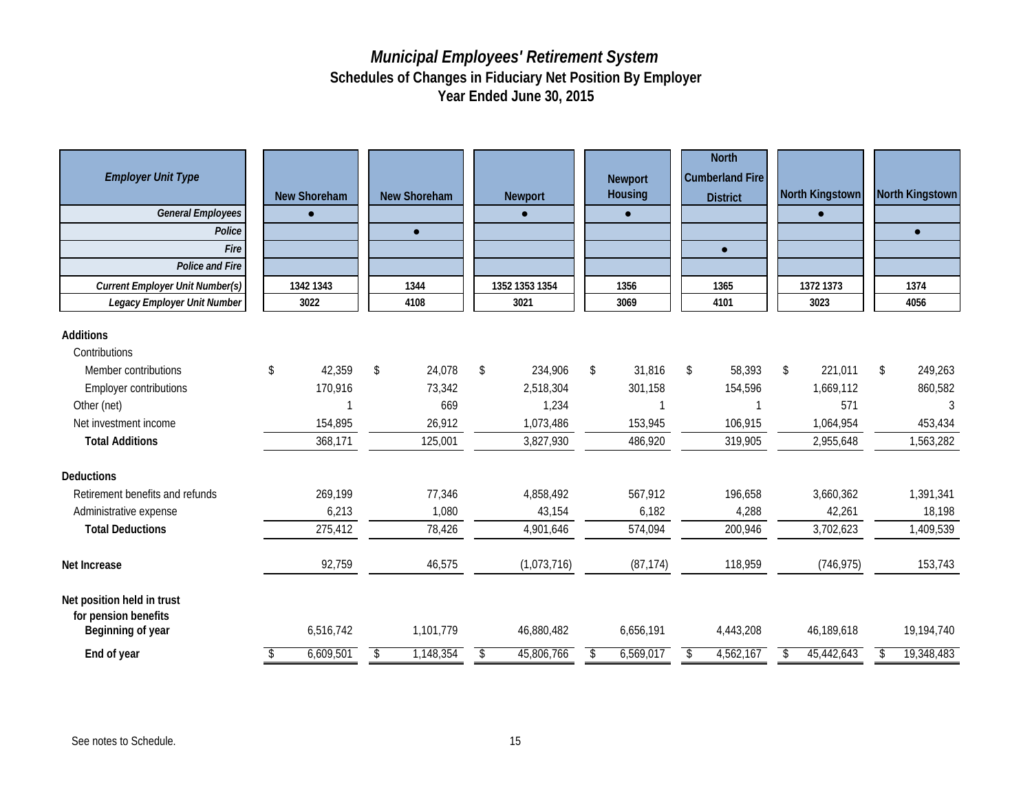# *Municipal Employees' Retirement System*
## Schedules of Changes in Fiduciary Net Position By Employer
## Year Ended June 30, 2015

| *Employer Unit Type* | New Shoreham | New Shoreham | Newport | Newport Housing | North Cumberland Fire District | North Kingstown | North Kingstown |
|---|---|---|---|---|---|---|---|
| *General Employees* | ● | | ● | ● | | ● | |
| *Police* | | ● | | | | | ● |
| *Fire* | | | | | ● | | |
| *Police and Fire* | | | | | | | |
| *Current Employer Unit Number(s)* | 1342 1343 | 1344 | 1352 1353 1354 | 1356 | 1365 | 1372 1373 | 1374 |
| *Legacy Employer Unit Number* | 3022 | 4108 | 3021 | 3069 | 4101 | 3023 | 4056 |
| **Additions** | | | | | | | |
| Contributions | | | | | | | |
| Member contributions | $ 42,359 | $ 24,078 | $ 234,906 | $ 31,816 | $ 58,393 | $ 221,011 | $ 249,263 |
| Employer contributions | 170,916 | 73,342 | 2,518,304 | 301,158 | 154,596 | 1,669,112 | 860,582 |
| Other (net) | 1 | 669 | 1,234 | 1 | 1 | 571 | 3 |
| Net investment income | 154,895 | 26,912 | 1,073,486 | 153,945 | 106,915 | 1,064,954 | 453,434 |
| **Total Additions** | 368,171 | 125,001 | 3,827,930 | 486,920 | 319,905 | 2,955,648 | 1,563,282 |
| **Deductions** | | | | | | | |
| Retirement benefits and refunds | 269,199 | 77,346 | 4,858,492 | 567,912 | 196,658 | 3,660,362 | 1,391,341 |
| Administrative expense | 6,213 | 1,080 | 43,154 | 6,182 | 4,288 | 42,261 | 18,198 |
| **Total Deductions** | 275,412 | 78,426 | 4,901,646 | 574,094 | 200,946 | 3,702,623 | 1,409,539 |
| **Net Increase** | 92,759 | 46,575 | (1,073,716) | (87,174) | 118,959 | (746,975) | 153,743 |
| **Net position held in trust for pension benefits** | | | | | | | |
| **Beginning of year** | 6,516,742 | 1,101,779 | 46,880,482 | 6,656,191 | 4,443,208 | 46,189,618 | 19,194,740 |
| **End of year** | $ 6,609,501 | $ 1,148,354 | $ 45,806,766 | $ 6,569,017 | $ 4,562,167 | $ 45,442,643 | $ 19,348,483 |

See notes to Schedule.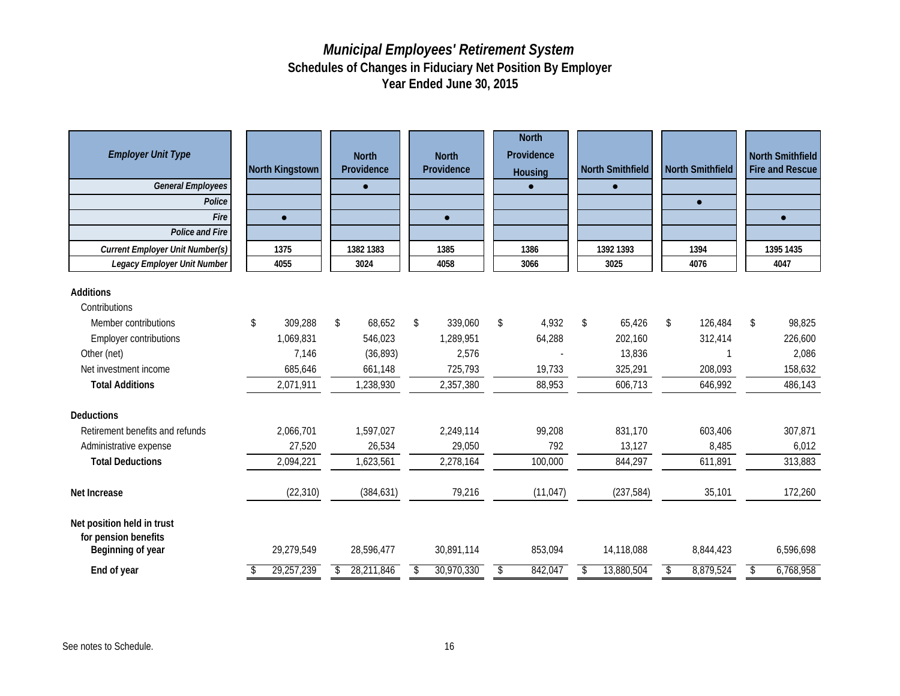# *Municipal Employees' Retirement System*
## Schedules of Changes in Fiduciary Net Position By Employer
## Year Ended June 30, 2015

| *Employer Unit Type* | North Kingstown | North Providence | North Providence | North Providence Housing | North Smithfield | North Smithfield | North Smithfield Fire and Rescue |
|---|---|---|---|---|---|---|---|
| *General Employees* | | ● | | ● | ● | | |
| *Police* | | | | | | ● | |
| *Fire* | ● | | ● | | | | ● |
| *Police and Fire* | | | | | | | |
| *Current Employer Unit Number(s)* | 1375 | 1382 1383 | 1385 | 1386 | 1392 1393 | 1394 | 1395 1435 |
| *Legacy Employer Unit Number* | 4055 | 3024 | 4058 | 3066 | 3025 | 4076 | 4047 |
| **Additions** | | | | | | | |
| Contributions | | | | | | | |
| Member contributions | $ 309,288 | $ 68,652 | $ 339,060 | $ 4,932 | $ 65,426 | $ 126,484 | $ 98,825 |
| Employer contributions | 1,069,831 | 546,023 | 1,289,951 | 64,288 | 202,160 | 312,414 | 226,600 |
| Other (net) | 7,146 | (36,893) | 2,576 | - | 13,836 | 1 | 2,086 |
| Net investment income | 685,646 | 661,148 | 725,793 | 19,733 | 325,291 | 208,093 | 158,632 |
| **Total Additions** | 2,071,911 | 1,238,930 | 2,357,380 | 88,953 | 606,713 | 646,992 | 486,143 |
| **Deductions** | | | | | | | |
| Retirement benefits and refunds | 2,066,701 | 1,597,027 | 2,249,114 | 99,208 | 831,170 | 603,406 | 307,871 |
| Administrative expense | 27,520 | 26,534 | 29,050 | 792 | 13,127 | 8,485 | 6,012 |
| **Total Deductions** | 2,094,221 | 1,623,561 | 2,278,164 | 100,000 | 844,297 | 611,891 | 313,883 |
| **Net Increase** | (22,310) | (384,631) | 79,216 | (11,047) | (237,584) | 35,101 | 172,260 |
| **Net position held in trust for pension benefits** | | | | | | | |
| **Beginning of year** | 29,279,549 | 28,596,477 | 30,891,114 | 853,094 | 14,118,088 | 8,844,423 | 6,596,698 |
| **End of year** | $ 29,257,239 | $ 28,211,846 | $ 30,970,330 | $ 842,047 | $ 13,880,504 | $ 8,879,524 | $ 6,768,958 |

See notes to Schedule.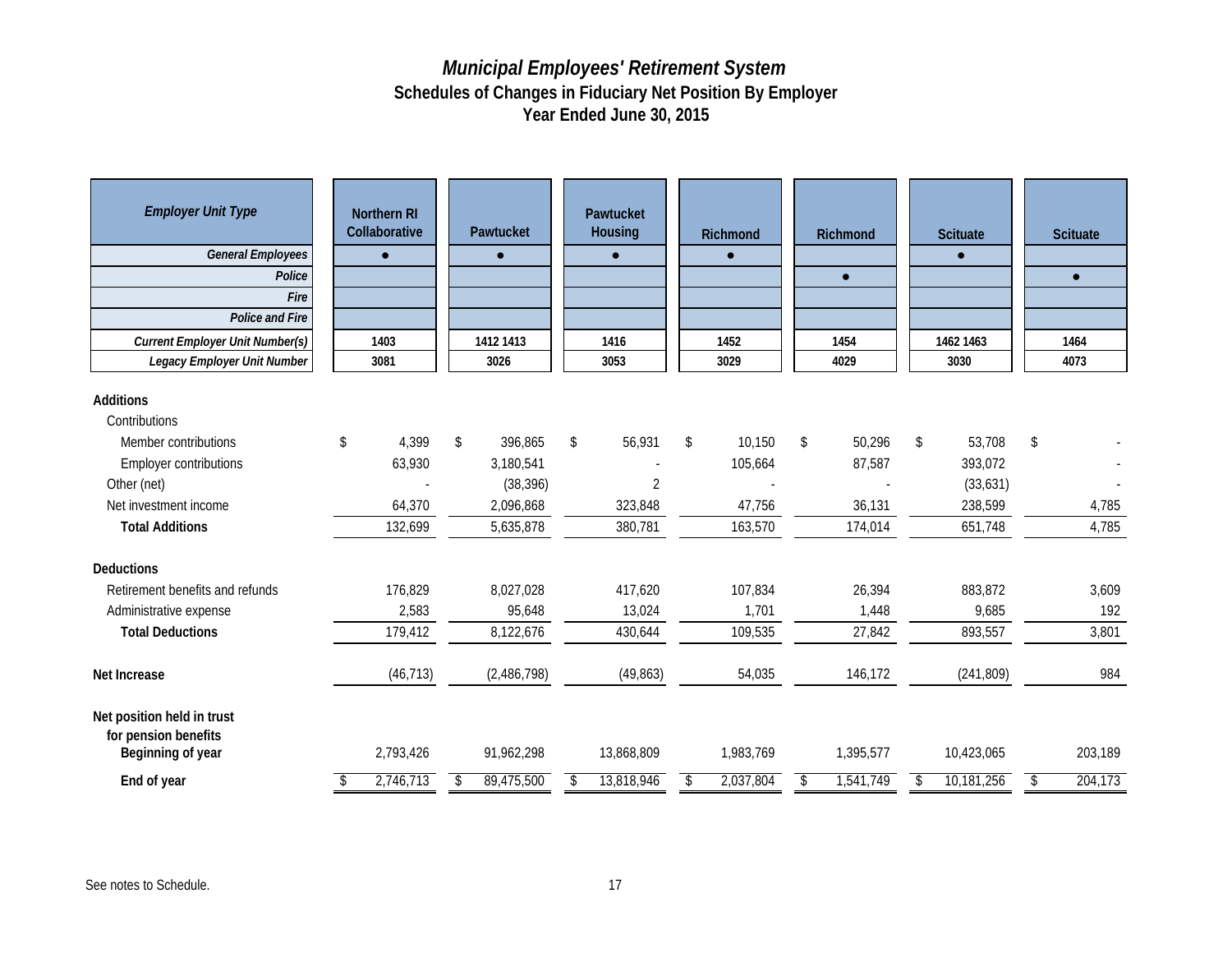# *Municipal Employees' Retirement System*
## Schedules of Changes in Fiduciary Net Position By Employer
## Year Ended June 30, 2015

| *Employer Unit Type* | Northern RI Collaborative | Pawtucket | Pawtucket Housing | Richmond | Richmond | Scituate | Scituate |
|---|---|---|---|---|---|---|---|
| *General Employees* | ● | ● | ● | ● | | ● | |
| *Police* | | | | | ● | | ● |
| *Fire* | | | | | | | |
| *Police and Fire* | | | | | | | |
| *Current Employer Unit Number(s)* | 1403 | 1412 1413 | 1416 | 1452 | 1454 | 1462 1463 | 1464 |
| *Legacy Employer Unit Number* | 3081 | 3026 | 3053 | 3029 | 4029 | 3030 | 4073 |
| **Additions** | | | | | | | |
| Contributions | | | | | | | |
| Member contributions | $ 4,399 | $ 396,865 | $ 56,931 | $ 10,150 | $ 50,296 | $ 53,708 | $ - |
| Employer contributions | 63,930 | 3,180,541 | - | 105,664 | 87,587 | 393,072 | - |
| Other (net) | - | (38,396) | 2 | - | - | (33,631) | - |
| Net investment income | 64,370 | 2,096,868 | 323,848 | 47,756 | 36,131 | 238,599 | 4,785 |
| **Total Additions** | 132,699 | 5,635,878 | 380,781 | 163,570 | 174,014 | 651,748 | 4,785 |
| **Deductions** | | | | | | | |
| Retirement benefits and refunds | 176,829 | 8,027,028 | 417,620 | 107,834 | 26,394 | 883,872 | 3,609 |
| Administrative expense | 2,583 | 95,648 | 13,024 | 1,701 | 1,448 | 9,685 | 192 |
| **Total Deductions** | 179,412 | 8,122,676 | 430,644 | 109,535 | 27,842 | 893,557 | 3,801 |
| **Net Increase** | (46,713) | (2,486,798) | (49,863) | 54,035 | 146,172 | (241,809) | 984 |
| **Net position held in trust for pension benefits** | | | | | | | |
| **Beginning of year** | 2,793,426 | 91,962,298 | 13,868,809 | 1,983,769 | 1,395,577 | 10,423,065 | 203,189 |
| **End of year** | $ 2,746,713 | $ 89,475,500 | $ 13,818,946 | $ 2,037,804 | $ 1,541,749 | $ 10,181,256 | $ 204,173 |

See notes to Schedule.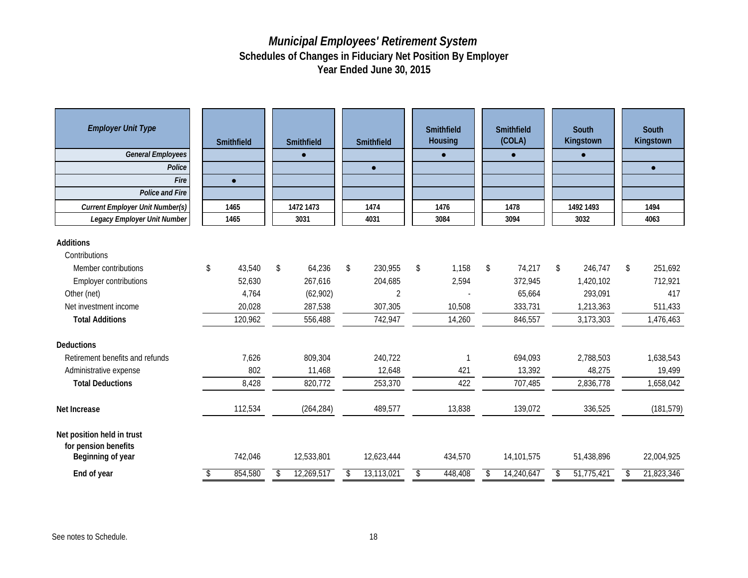# *Municipal Employees' Retirement System*
## Schedules of Changes in Fiduciary Net Position By Employer
## Year Ended June 30, 2015

| *Employer Unit Type* | Smithfield | Smithfield | Smithfield | Smithfield Housing | Smithfield (COLA) | South Kingstown | South Kingstown |
|---|---|---|---|---|---|---|---|
| *General Employees* | | ● | | ● | ● | ● | |
| *Police* | | | ● | | | | ● |
| *Fire* | ● | | | | | | |
| *Police and Fire* | | | | | | | |
| *Current Employer Unit Number(s)* | 1465 | 1472 1473 | 1474 | 1476 | 1478 | 1492 1493 | 1494 |
| *Legacy Employer Unit Number* | 1465 | 3031 | 4031 | 3084 | 3094 | 3032 | 4063 |
| **Additions** | | | | | | | |
| Contributions | | | | | | | |
| Member contributions | $ 43,540 | $ 64,236 | $ 230,955 | $ 1,158 | $ 74,217 | $ 246,747 | $ 251,692 |
| Employer contributions | 52,630 | 267,616 | 204,685 | 2,594 | 372,945 | 1,420,102 | 712,921 |
| Other (net) | 4,764 | (62,902) | 2 | - | 65,664 | 293,091 | 417 |
| Net investment income | 20,028 | 287,538 | 307,305 | 10,508 | 333,731 | 1,213,363 | 511,433 |
| **Total Additions** | 120,962 | 556,488 | 742,947 | 14,260 | 846,557 | 3,173,303 | 1,476,463 |
| **Deductions** | | | | | | | |
| Retirement benefits and refunds | 7,626 | 809,304 | 240,722 | 1 | 694,093 | 2,788,503 | 1,638,543 |
| Administrative expense | 802 | 11,468 | 12,648 | 421 | 13,392 | 48,275 | 19,499 |
| **Total Deductions** | 8,428 | 820,772 | 253,370 | 422 | 707,485 | 2,836,778 | 1,658,042 |
| **Net Increase** | 112,534 | (264,284) | 489,577 | 13,838 | 139,072 | 336,525 | (181,579) |
| **Net position held in trust for pension benefits** | | | | | | | |
| **Beginning of year** | 742,046 | 12,533,801 | 12,623,444 | 434,570 | 14,101,575 | 51,438,896 | 22,004,925 |
| **End of year** | $ 854,580 | $ 12,269,517 | $ 13,113,021 | $ 448,408 | $ 14,240,647 | $ 51,775,421 | $ 21,823,346 |

See notes to Schedule.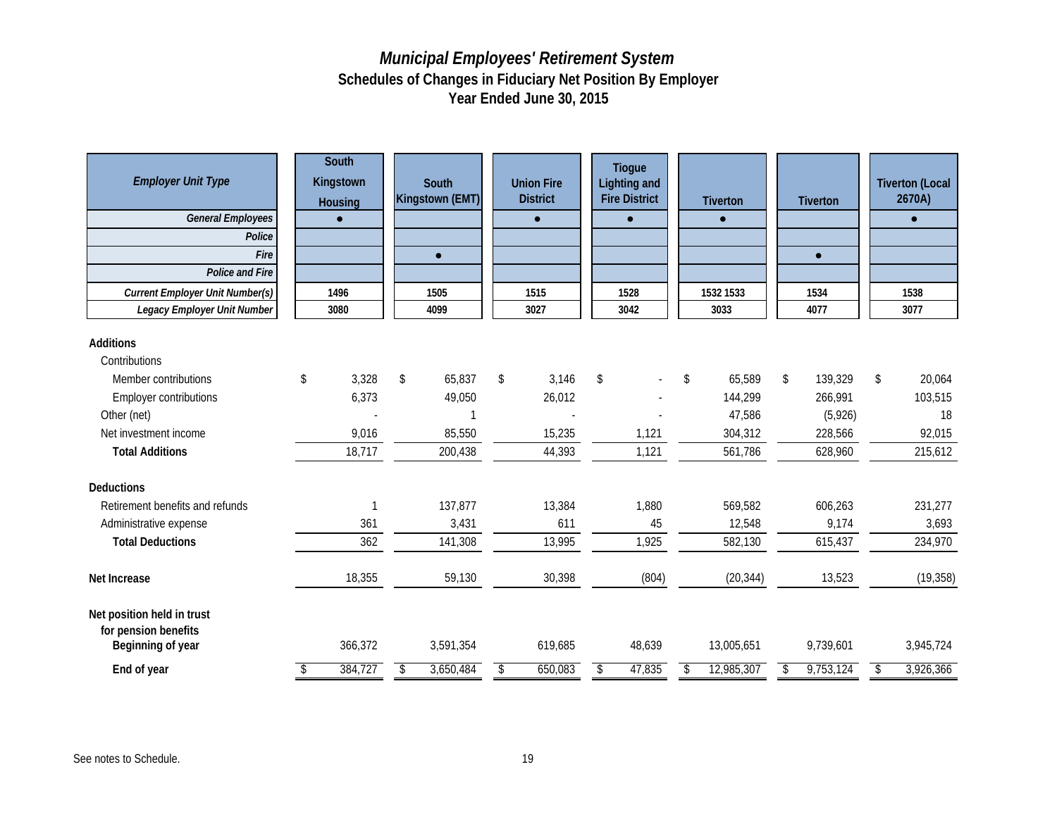# *Municipal Employees' Retirement System*
## Schedules of Changes in Fiduciary Net Position By Employer
## Year Ended June 30, 2015

| *Employer Unit Type* | South Kingstown Housing | South Kingstown (EMT) | Union Fire District | Tiogue Lighting and Fire District | Tiverton | Tiverton | Tiverton (Local 2670A) |
|---|---|---|---|---|---|---|---|
| *General Employees* | ● | | ● | ● | ● | | ● |
| *Police* | | | | | | | |
| *Fire* | | ● | | | | ● | |
| *Police and Fire* | | | | | | | |
| *Current Employer Unit Number(s)* | 1496 | 1505 | 1515 | 1528 | 1532 1533 | 1534 | 1538 |
| *Legacy Employer Unit Number* | 3080 | 4099 | 3027 | 3042 | 3033 | 4077 | 3077 |
| **Additions** | | | | | | | |
| Contributions | | | | | | | |
| Member contributions | $ 3,328 | $ 65,837 | $ 3,146 | $ - | $ 65,589 | $ 139,329 | $ 20,064 |
| Employer contributions | 6,373 | 49,050 | 26,012 | - | 144,299 | 266,991 | 103,515 |
| Other (net) | - | 1 | - | - | 47,586 | (5,926) | 18 |
| Net investment income | 9,016 | 85,550 | 15,235 | 1,121 | 304,312 | 228,566 | 92,015 |
| **Total Additions** | 18,717 | 200,438 | 44,393 | 1,121 | 561,786 | 628,960 | 215,612 |
| **Deductions** | | | | | | | |
| Retirement benefits and refunds | 1 | 137,877 | 13,384 | 1,880 | 569,582 | 606,263 | 231,277 |
| Administrative expense | 361 | 3,431 | 611 | 45 | 12,548 | 9,174 | 3,693 |
| **Total Deductions** | 362 | 141,308 | 13,995 | 1,925 | 582,130 | 615,437 | 234,970 |
| **Net Increase** | 18,355 | 59,130 | 30,398 | (804) | (20,344) | 13,523 | (19,358) |
| **Net position held in trust for pension benefits** | | | | | | | |
| **Beginning of year** | 366,372 | 3,591,354 | 619,685 | 48,639 | 13,005,651 | 9,739,601 | 3,945,724 |
| **End of year** | $ 384,727 | $ 3,650,484 | $ 650,083 | $ 47,835 | $ 12,985,307 | $ 9,753,124 | $ 3,926,366 |

See notes to Schedule.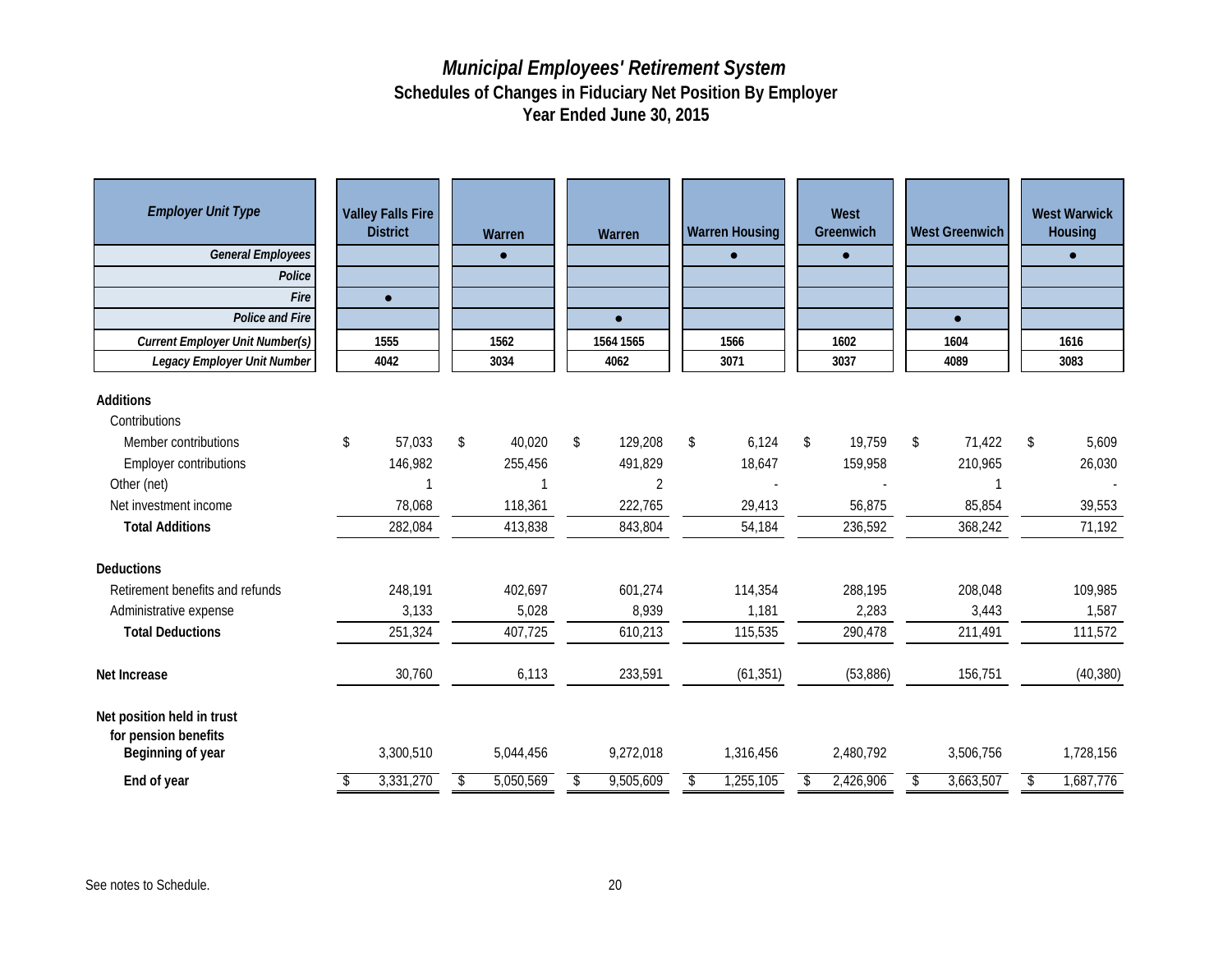# *Municipal Employees' Retirement System*

## Schedules of Changes in Fiduciary Net Position By Employer

## Year Ended June 30, 2015

| *Employer Unit Type* | Valley Falls Fire District | Warren | Warren | Warren Housing | West Greenwich | West Greenwich | West Warwick Housing |
|---|---|---|---|---|---|---|---|
| *General Employees* | | ● | | ● | ● | | ● |
| *Police* | | | | | | | |
| *Fire* | ● | | | | | | |
| *Police and Fire* | | | ● | | | ● | |
| *Current Employer Unit Number(s)* | 1555 | 1562 | 1564 1565 | 1566 | 1602 | 1604 | 1616 |
| *Legacy Employer Unit Number* | 4042 | 3034 | 4062 | 3071 | 3037 | 4089 | 3083 |
| **Additions** | | | | | | | |
| Contributions | | | | | | | |
| Member contributions | $ 57,033 | $ 40,020 | $ 129,208 | $ 6,124 | $ 19,759 | $ 71,422 | $ 5,609 |
| Employer contributions | 146,982 | 255,456 | 491,829 | 18,647 | 159,958 | 210,965 | 26,030 |
| Other (net) | 1 | 1 | 2 | - | - | 1 | - |
| Net investment income | 78,068 | 118,361 | 222,765 | 29,413 | 56,875 | 85,854 | 39,553 |
| **Total Additions** | 282,084 | 413,838 | 843,804 | 54,184 | 236,592 | 368,242 | 71,192 |
| **Deductions** | | | | | | | |
| Retirement benefits and refunds | 248,191 | 402,697 | 601,274 | 114,354 | 288,195 | 208,048 | 109,985 |
| Administrative expense | 3,133 | 5,028 | 8,939 | 1,181 | 2,283 | 3,443 | 1,587 |
| **Total Deductions** | 251,324 | 407,725 | 610,213 | 115,535 | 290,478 | 211,491 | 111,572 |
| **Net Increase** | 30,760 | 6,113 | 233,591 | (61,351) | (53,886) | 156,751 | (40,380) |
| **Net position held in trust for pension benefits** | | | | | | | |
| **Beginning of year** | 3,300,510 | 5,044,456 | 9,272,018 | 1,316,456 | 2,480,792 | 3,506,756 | 1,728,156 |
| **End of year** | $ 3,331,270 | $ 5,050,569 | $ 9,505,609 | $ 1,255,105 | $ 2,426,906 | $ 3,663,507 | $ 1,687,776 |

See notes to Schedule.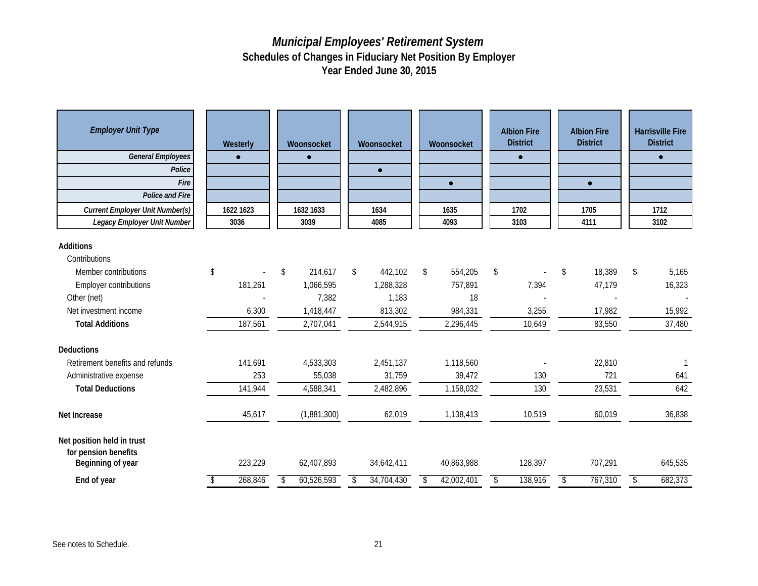# *Municipal Employees' Retirement System*

## Schedules of Changes in Fiduciary Net Position By Employer

## Year Ended June 30, 2015

| *Employer Unit Type* | Westerly | Woonsocket | Woonsocket | Woonsocket | Albion Fire District | Albion Fire District | Harrisville Fire District |
|---|---|---|---|---|---|---|---|
| *General Employees* | ● | ● | | | ● | | ● |
| *Police* | | | ● | | | | |
| *Fire* | | | | ● | | ● | |
| *Police and Fire* | | | | | | | |
| *Current Employer Unit Number(s)* | 1622 1623 | 1632 1633 | 1634 | 1635 | 1702 | 1705 | 1712 |
| *Legacy Employer Unit Number* | 3036 | 3039 | 4085 | 4093 | 3103 | 4111 | 3102 |
| **Additions** | | | | | | | |
| Contributions | | | | | | | |
| Member contributions | $ - | $ 214,617 | $ 442,102 | $ 554,205 | $ - | $ 18,389 | $ 5,165 |
| Employer contributions | 181,261 | 1,066,595 | 1,288,328 | 757,891 | 7,394 | 47,179 | 16,323 |
| Other (net) | - | 7,382 | 1,183 | 18 | - | - | - |
| Net investment income | 6,300 | 1,418,447 | 813,302 | 984,331 | 3,255 | 17,982 | 15,992 |
| **Total Additions** | 187,561 | 2,707,041 | 2,544,915 | 2,296,445 | 10,649 | 83,550 | 37,480 |
| **Deductions** | | | | | | | |
| Retirement benefits and refunds | 141,691 | 4,533,303 | 2,451,137 | 1,118,560 | - | 22,810 | 1 |
| Administrative expense | 253 | 55,038 | 31,759 | 39,472 | 130 | 721 | 641 |
| **Total Deductions** | 141,944 | 4,588,341 | 2,482,896 | 1,158,032 | 130 | 23,531 | 642 |
| **Net Increase** | 45,617 | (1,881,300) | 62,019 | 1,138,413 | 10,519 | 60,019 | 36,838 |
| **Net position held in trust for pension benefits** | | | | | | | |
| **Beginning of year** | 223,229 | 62,407,893 | 34,642,411 | 40,863,988 | 128,397 | 707,291 | 645,535 |
| **End of year** | $ 268,846 | $ 60,526,593 | $ 34,704,430 | $ 42,002,401 | $ 138,916 | $ 767,310 | $ 682,373 |

See notes to Schedule.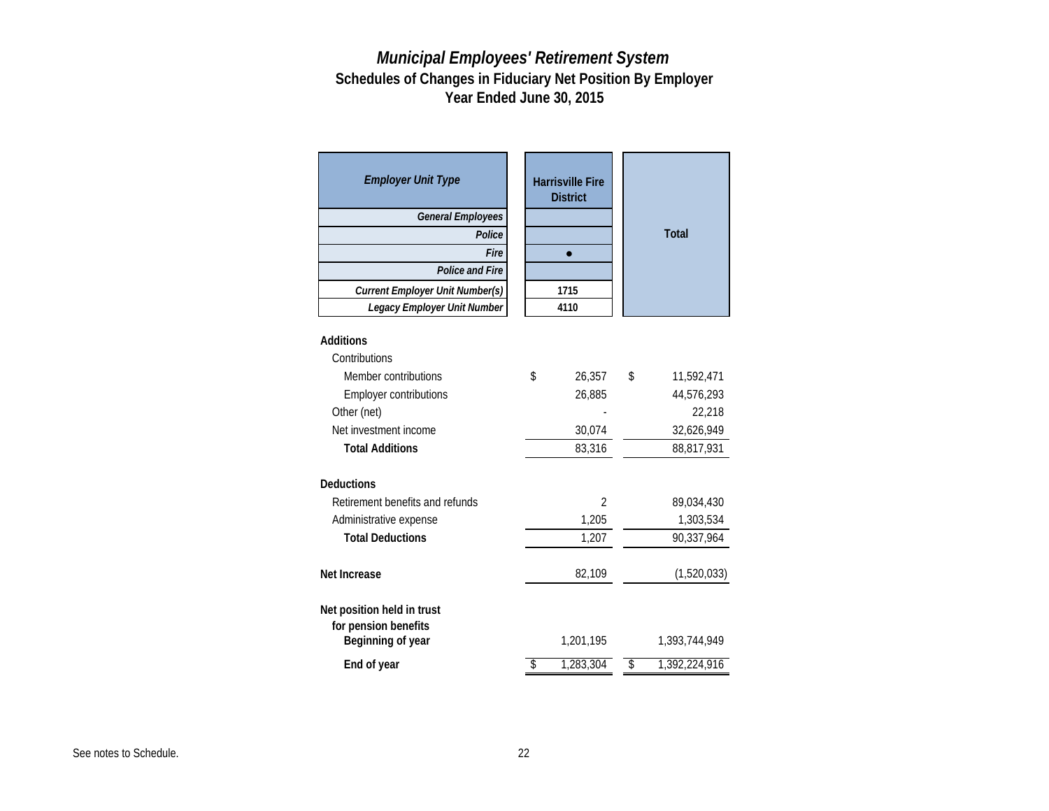# Municipal Employees' Retirement System

## Schedules of Changes in Fiduciary Net Position By Employer

## Year Ended June 30, 2015

| *Employer Unit Type* | Harrisville Fire District | Total |
|---|---|---|
| *General Employees* | | |
| *Police* | | |
| *Fire* | ● | |
| *Police and Fire* | | |
| *Current Employer Unit Number(s)* | 1715 | |
| *Legacy Employer Unit Number* | 4110 | |
| **Additions** | | |
| Contributions | | |
| Member contributions | $ 26,357 | $ 11,592,471 |
| Employer contributions | 26,885 | 44,576,293 |
| Other (net) | - | 22,218 |
| Net investment income | 30,074 | 32,626,949 |
| **Total Additions** | 83,316 | 88,817,931 |
| **Deductions** | | |
| Retirement benefits and refunds | 2 | 89,034,430 |
| Administrative expense | 1,205 | 1,303,534 |
| **Total Deductions** | 1,207 | 90,337,964 |
| **Net Increase** | 82,109 | (1,520,033) |
| **Net position held in trust for pension benefits** | | |
| **Beginning of year** | 1,201,195 | 1,393,744,949 |
| **End of year** | $ 1,283,304 | $ 1,392,224,916 |

See notes to Schedule.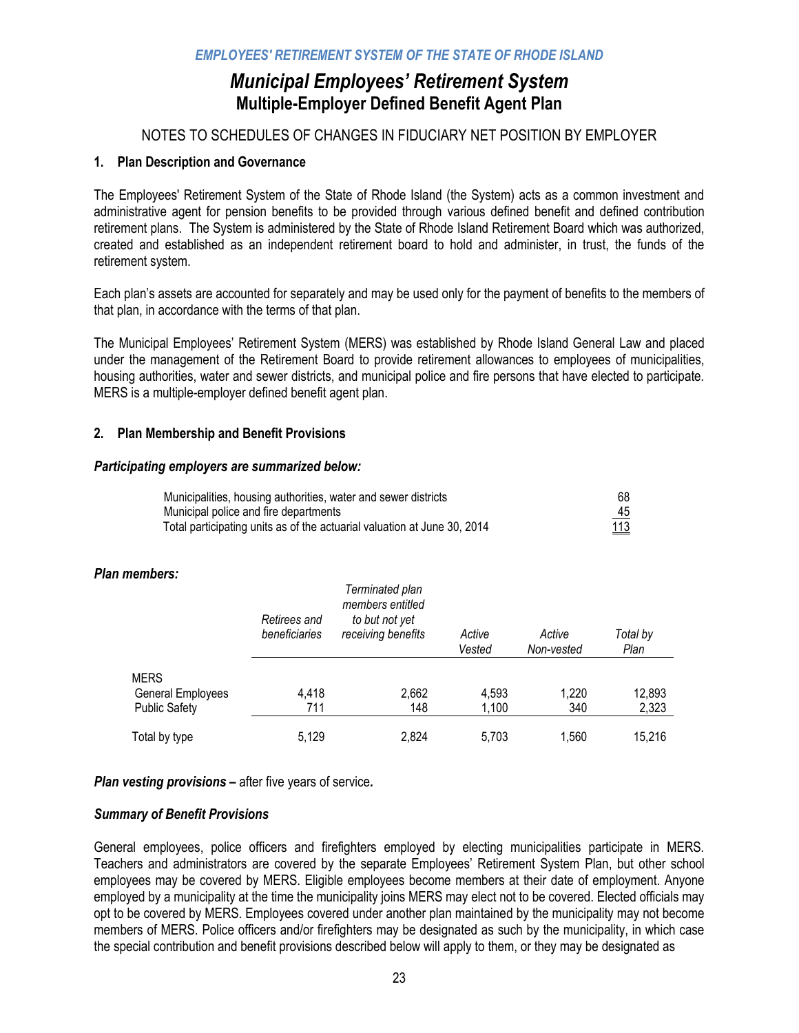# Municipal Employees' Retirement System

## Multiple-Employer Defined Benefit Agent Plan

NOTES TO SCHEDULES OF CHANGES IN FIDUCIARY NET POSITION BY EMPLOYER

### 1. Plan Description and Governance

The Employees' Retirement System of the State of Rhode Island (the System) acts as a common investment and administrative agent for pension benefits to be provided through various defined benefit and defined contribution retirement plans. The System is administered by the State of Rhode Island Retirement Board which was authorized, created and established as an independent retirement board to hold and administer, in trust, the funds of the retirement system.

Each plan's assets are accounted for separately and may be used only for the payment of benefits to the members of that plan, in accordance with the terms of that plan.

The Municipal Employees' Retirement System (MERS) was established by Rhode Island General Law and placed under the management of the Retirement Board to provide retirement allowances to employees of municipalities, housing authorities, water and sewer districts, and municipal police and fire persons that have elected to participate. MERS is a multiple-employer defined benefit agent plan.

### 2. Plan Membership and Benefit Provisions

***Participating employers are summarized below:***

| | |
|---|---|
| Municipalities, housing authorities, water and sewer districts | 68 |
| Municipal police and fire departments | 45 |
| Total participating units as of the actuarial valuation at June 30, 2014 | 113 |

***Plan members:***

| | *Retirees and beneficiaries* | *Terminated plan members entitled to but not yet receiving benefits* | *Active Vested* | *Active Non-vested* | *Total by Plan* |
|---|---|---|---|---|---|
| MERS | | | | | |
| General Employees | 4,418 | 2,662 | 4,593 | 1,220 | 12,893 |
| Public Safety | 711 | 148 | 1,100 | 340 | 2,323 |
| Total by type | 5,129 | 2,824 | 5,703 | 1,560 | 15,216 |

***Plan vesting provisions –*** after five years of service.

***Summary of Benefit Provisions***

General employees, police officers and firefighters employed by electing municipalities participate in MERS. Teachers and administrators are covered by the separate Employees' Retirement System Plan, but other school employees may be covered by MERS. Eligible employees become members at their date of employment. Anyone employed by a municipality at the time the municipality joins MERS may elect not to be covered. Elected officials may opt to be covered by MERS. Employees covered under another plan maintained by the municipality may not become members of MERS. Police officers and/or firefighters may be designated as such by the municipality, in which case the special contribution and benefit provisions described below will apply to them, or they may be designated as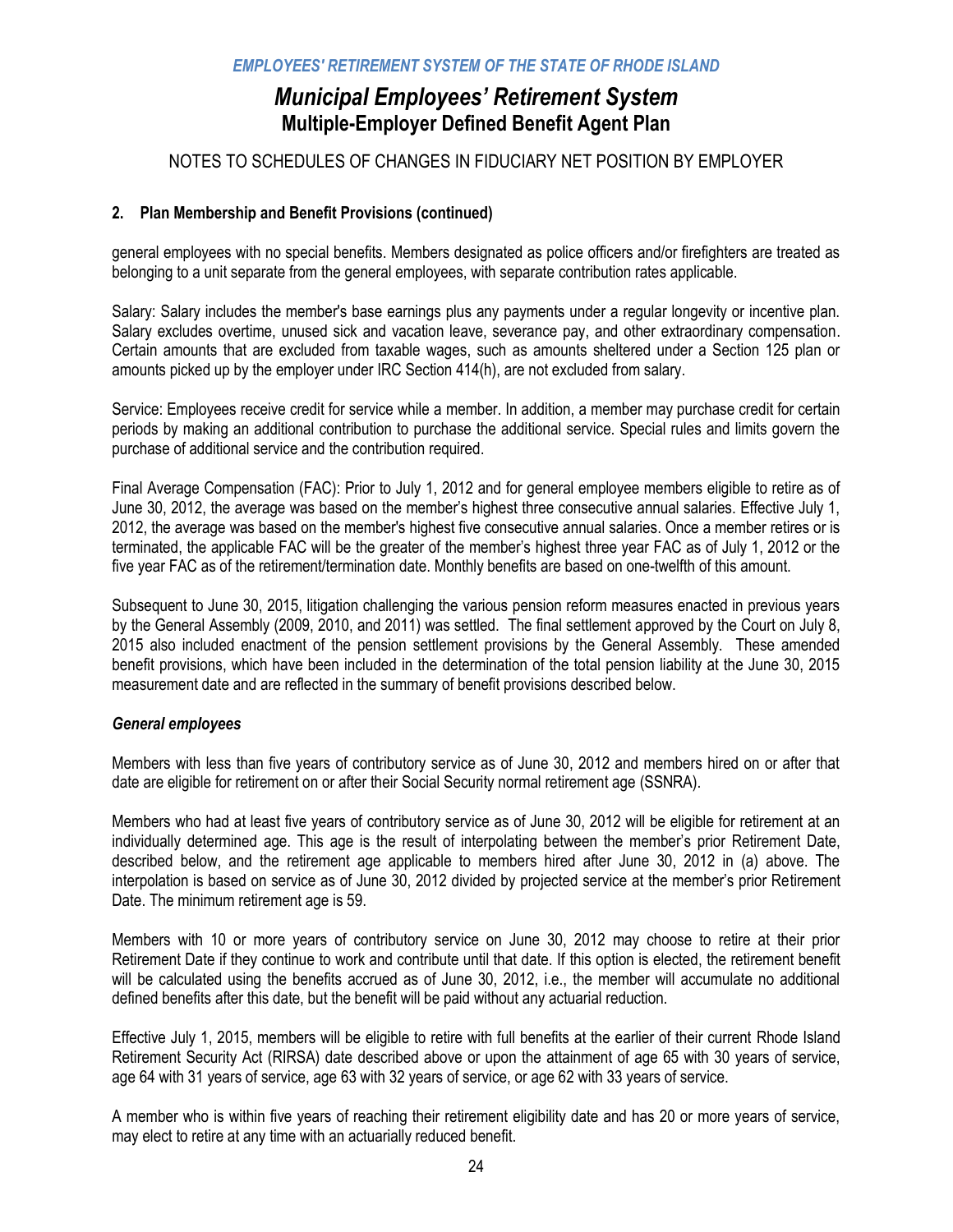NOTES TO SCHEDULES OF CHANGES IN FIDUCIARY NET POSITION BY EMPLOYER

**2. Plan Membership and Benefit Provisions (continued)**

general employees with no special benefits. Members designated as police officers and/or firefighters are treated as belonging to a unit separate from the general employees, with separate contribution rates applicable.

Salary: Salary includes the member's base earnings plus any payments under a regular longevity or incentive plan. Salary excludes overtime, unused sick and vacation leave, severance pay, and other extraordinary compensation. Certain amounts that are excluded from taxable wages, such as amounts sheltered under a Section 125 plan or amounts picked up by the employer under IRC Section 414(h), are not excluded from salary.

Service: Employees receive credit for service while a member. In addition, a member may purchase credit for certain periods by making an additional contribution to purchase the additional service. Special rules and limits govern the purchase of additional service and the contribution required.

Final Average Compensation (FAC): Prior to July 1, 2012 and for general employee members eligible to retire as of June 30, 2012, the average was based on the member's highest three consecutive annual salaries. Effective July 1, 2012, the average was based on the member's highest five consecutive annual salaries. Once a member retires or is terminated, the applicable FAC will be the greater of the member's highest three year FAC as of July 1, 2012 or the five year FAC as of the retirement/termination date. Monthly benefits are based on one-twelfth of this amount.

Subsequent to June 30, 2015, litigation challenging the various pension reform measures enacted in previous years by the General Assembly (2009, 2010, and 2011) was settled. The final settlement approved by the Court on July 8, 2015 also included enactment of the pension settlement provisions by the General Assembly. These amended benefit provisions, which have been included in the determination of the total pension liability at the June 30, 2015 measurement date and are reflected in the summary of benefit provisions described below.

***General employees***

Members with less than five years of contributory service as of June 30, 2012 and members hired on or after that date are eligible for retirement on or after their Social Security normal retirement age (SSNRA).

Members who had at least five years of contributory service as of June 30, 2012 will be eligible for retirement at an individually determined age. This age is the result of interpolating between the member's prior Retirement Date, described below, and the retirement age applicable to members hired after June 30, 2012 in (a) above. The interpolation is based on service as of June 30, 2012 divided by projected service at the member's prior Retirement Date. The minimum retirement age is 59.

Members with 10 or more years of contributory service on June 30, 2012 may choose to retire at their prior Retirement Date if they continue to work and contribute until that date. If this option is elected, the retirement benefit will be calculated using the benefits accrued as of June 30, 2012, i.e., the member will accumulate no additional defined benefits after this date, but the benefit will be paid without any actuarial reduction.

Effective July 1, 2015, members will be eligible to retire with full benefits at the earlier of their current Rhode Island Retirement Security Act (RIRSA) date described above or upon the attainment of age 65 with 30 years of service, age 64 with 31 years of service, age 63 with 32 years of service, or age 62 with 33 years of service.

A member who is within five years of reaching their retirement eligibility date and has 20 or more years of service, may elect to retire at any time with an actuarially reduced benefit.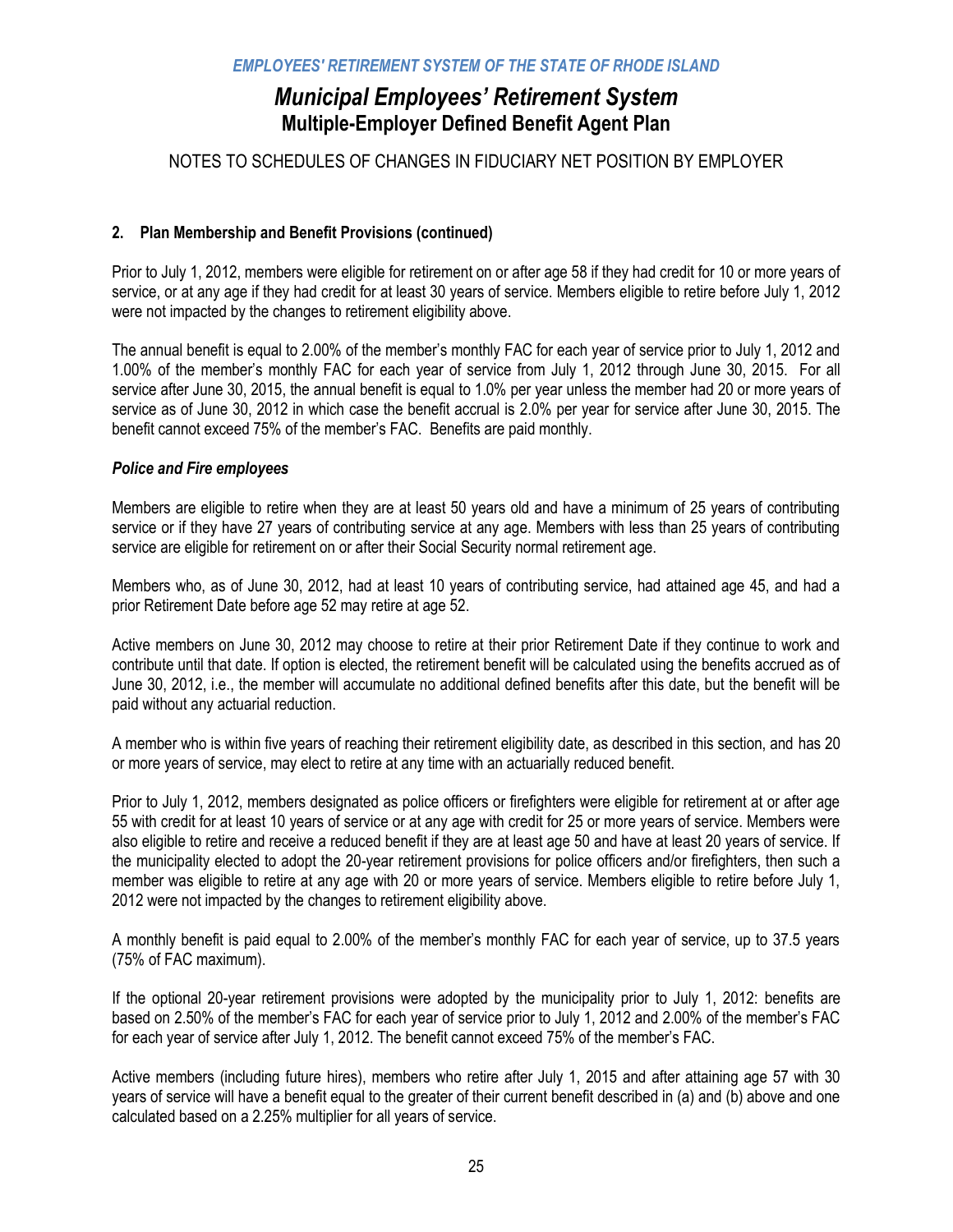# Municipal Employees' Retirement System

## Multiple-Employer Defined Benefit Agent Plan

NOTES TO SCHEDULES OF CHANGES IN FIDUCIARY NET POSITION BY EMPLOYER

**2. Plan Membership and Benefit Provisions (continued)**

Prior to July 1, 2012, members were eligible for retirement on or after age 58 if they had credit for 10 or more years of service, or at any age if they had credit for at least 30 years of service. Members eligible to retire before July 1, 2012 were not impacted by the changes to retirement eligibility above.

The annual benefit is equal to 2.00% of the member's monthly FAC for each year of service prior to July 1, 2012 and 1.00% of the member's monthly FAC for each year of service from July 1, 2012 through June 30, 2015. For all service after June 30, 2015, the annual benefit is equal to 1.0% per year unless the member had 20 or more years of service as of June 30, 2012 in which case the benefit accrual is 2.0% per year for service after June 30, 2015. The benefit cannot exceed 75% of the member's FAC. Benefits are paid monthly.

***Police and Fire employees***

Members are eligible to retire when they are at least 50 years old and have a minimum of 25 years of contributing service or if they have 27 years of contributing service at any age. Members with less than 25 years of contributing service are eligible for retirement on or after their Social Security normal retirement age.

Members who, as of June 30, 2012, had at least 10 years of contributing service, had attained age 45, and had a prior Retirement Date before age 52 may retire at age 52.

Active members on June 30, 2012 may choose to retire at their prior Retirement Date if they continue to work and contribute until that date. If option is elected, the retirement benefit will be calculated using the benefits accrued as of June 30, 2012, i.e., the member will accumulate no additional defined benefits after this date, but the benefit will be paid without any actuarial reduction.

A member who is within five years of reaching their retirement eligibility date, as described in this section, and has 20 or more years of service, may elect to retire at any time with an actuarially reduced benefit.

Prior to July 1, 2012, members designated as police officers or firefighters were eligible for retirement at or after age 55 with credit for at least 10 years of service or at any age with credit for 25 or more years of service. Members were also eligible to retire and receive a reduced benefit if they are at least age 50 and have at least 20 years of service. If the municipality elected to adopt the 20-year retirement provisions for police officers and/or firefighters, then such a member was eligible to retire at any age with 20 or more years of service. Members eligible to retire before July 1, 2012 were not impacted by the changes to retirement eligibility above.

A monthly benefit is paid equal to 2.00% of the member's monthly FAC for each year of service, up to 37.5 years (75% of FAC maximum).

If the optional 20-year retirement provisions were adopted by the municipality prior to July 1, 2012: benefits are based on 2.50% of the member's FAC for each year of service prior to July 1, 2012 and 2.00% of the member's FAC for each year of service after July 1, 2012. The benefit cannot exceed 75% of the member's FAC.

Active members (including future hires), members who retire after July 1, 2015 and after attaining age 57 with 30 years of service will have a benefit equal to the greater of their current benefit described in (a) and (b) above and one calculated based on a 2.25% multiplier for all years of service.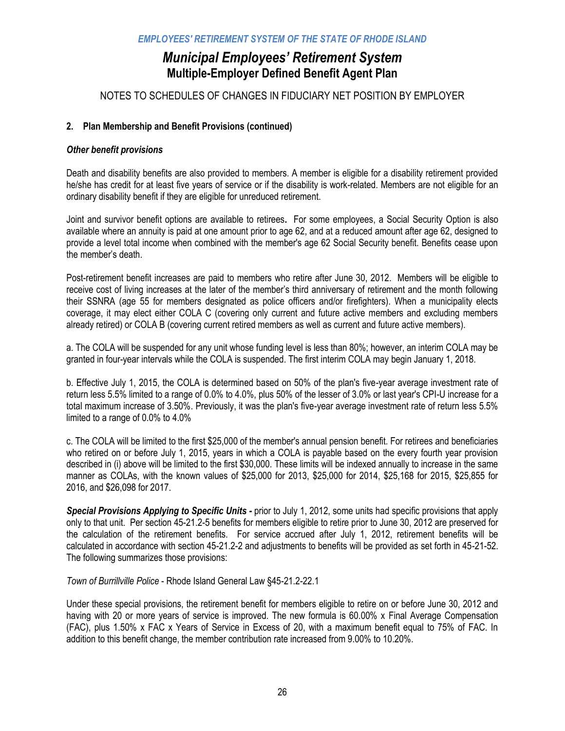# Municipal Employees' Retirement System

## Multiple-Employer Defined Benefit Agent Plan

NOTES TO SCHEDULES OF CHANGES IN FIDUCIARY NET POSITION BY EMPLOYER

### 2. Plan Membership and Benefit Provisions (continued)

***Other benefit provisions***

Death and disability benefits are also provided to members. A member is eligible for a disability retirement provided he/she has credit for at least five years of service or if the disability is work-related. Members are not eligible for an ordinary disability benefit if they are eligible for unreduced retirement.

Joint and survivor benefit options are available to retirees**.** For some employees, a Social Security Option is also available where an annuity is paid at one amount prior to age 62, and at a reduced amount after age 62, designed to provide a level total income when combined with the member's age 62 Social Security benefit. Benefits cease upon the member's death.

Post-retirement benefit increases are paid to members who retire after June 30, 2012. Members will be eligible to receive cost of living increases at the later of the member's third anniversary of retirement and the month following their SSNRA (age 55 for members designated as police officers and/or firefighters). When a municipality elects coverage, it may elect either COLA C (covering only current and future active members and excluding members already retired) or COLA B (covering current retired members as well as current and future active members).

a. The COLA will be suspended for any unit whose funding level is less than 80%; however, an interim COLA may be granted in four-year intervals while the COLA is suspended. The first interim COLA may begin January 1, 2018.

b. Effective July 1, 2015, the COLA is determined based on 50% of the plan's five-year average investment rate of return less 5.5% limited to a range of 0.0% to 4.0%, plus 50% of the lesser of 3.0% or last year's CPI-U increase for a total maximum increase of 3.50%. Previously, it was the plan's five-year average investment rate of return less 5.5% limited to a range of 0.0% to 4.0%

c. The COLA will be limited to the first $25,000 of the member's annual pension benefit. For retirees and beneficiaries who retired on or before July 1, 2015, years in which a COLA is payable based on the every fourth year provision described in (i) above will be limited to the first $30,000. These limits will be indexed annually to increase in the same manner as COLAs, with the known values of $25,000 for 2013, $25,000 for 2014, $25,168 for 2015, $25,855 for 2016, and $26,098 for 2017.

***Special Provisions Applying to Specific Units -*** prior to July 1, 2012, some units had specific provisions that apply only to that unit. Per section 45-21.2-5 benefits for members eligible to retire prior to June 30, 2012 are preserved for the calculation of the retirement benefits. For service accrued after July 1, 2012, retirement benefits will be calculated in accordance with section 45-21.2-2 and adjustments to benefits will be provided as set forth in 45-21-52. The following summarizes those provisions:

*Town of Burrillville Police* - Rhode Island General Law §45-21.2-22.1

Under these special provisions, the retirement benefit for members eligible to retire on or before June 30, 2012 and having with 20 or more years of service is improved. The new formula is 60.00% x Final Average Compensation (FAC), plus 1.50% x FAC x Years of Service in Excess of 20, with a maximum benefit equal to 75% of FAC. In addition to this benefit change, the member contribution rate increased from 9.00% to 10.20%.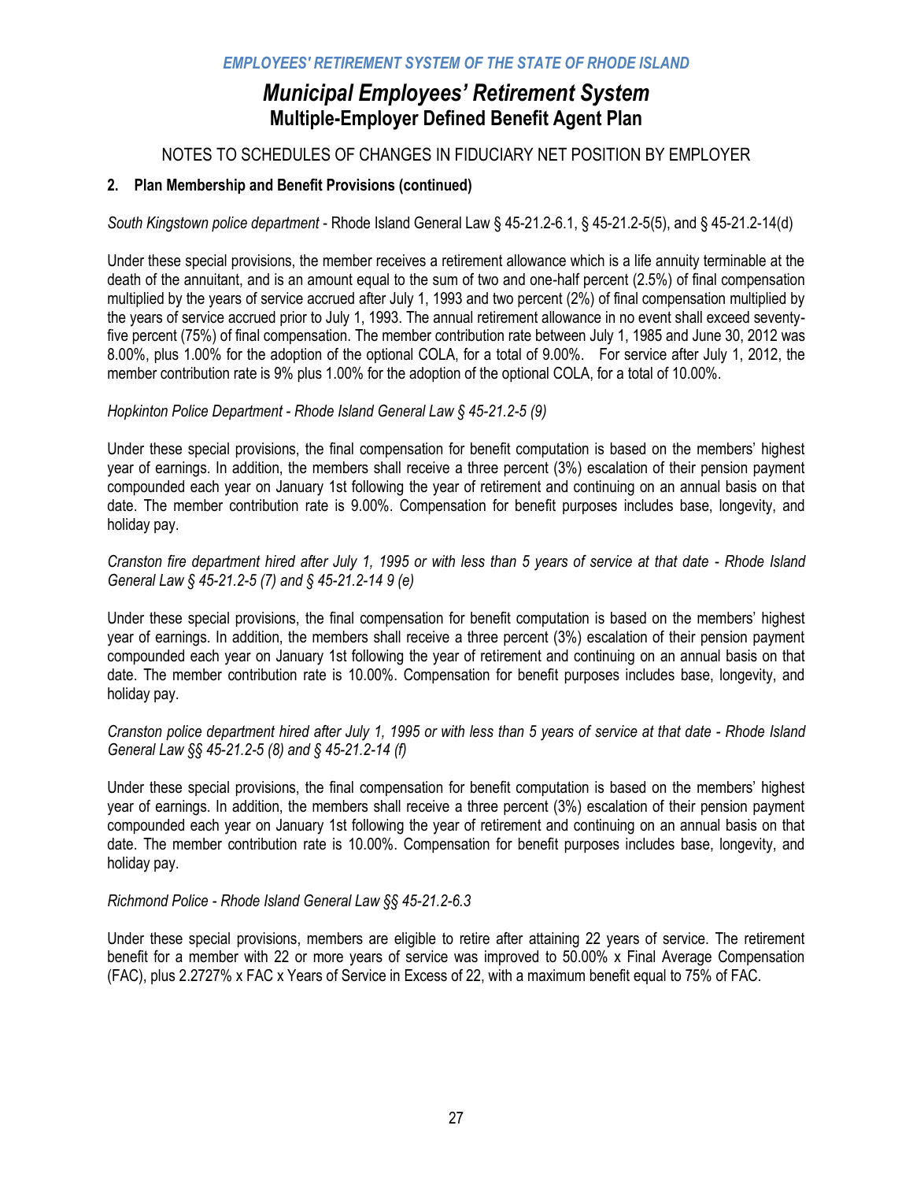# Municipal Employees' Retirement System

## Multiple-Employer Defined Benefit Agent Plan

NOTES TO SCHEDULES OF CHANGES IN FIDUCIARY NET POSITION BY EMPLOYER

### 2. Plan Membership and Benefit Provisions (continued)

*South Kingstown police department* - Rhode Island General Law § 45-21.2-6.1, § 45-21.2-5(5), and § 45-21.2-14(d)

Under these special provisions, the member receives a retirement allowance which is a life annuity terminable at the death of the annuitant, and is an amount equal to the sum of two and one-half percent (2.5%) of final compensation multiplied by the years of service accrued after July 1, 1993 and two percent (2%) of final compensation multiplied by the years of service accrued prior to July 1, 1993. The annual retirement allowance in no event shall exceed seventy-five percent (75%) of final compensation. The member contribution rate between July 1, 1985 and June 30, 2012 was 8.00%, plus 1.00% for the adoption of the optional COLA, for a total of 9.00%. For service after July 1, 2012, the member contribution rate is 9% plus 1.00% for the adoption of the optional COLA, for a total of 10.00%.

*Hopkinton Police Department - Rhode Island General Law § 45-21.2-5 (9)*

Under these special provisions, the final compensation for benefit computation is based on the members' highest year of earnings. In addition, the members shall receive a three percent (3%) escalation of their pension payment compounded each year on January 1st following the year of retirement and continuing on an annual basis on that date. The member contribution rate is 9.00%. Compensation for benefit purposes includes base, longevity, and holiday pay.

*Cranston fire department hired after July 1, 1995 or with less than 5 years of service at that date - Rhode Island General Law § 45-21.2-5 (7) and § 45-21.2-14 9 (e)*

Under these special provisions, the final compensation for benefit computation is based on the members' highest year of earnings. In addition, the members shall receive a three percent (3%) escalation of their pension payment compounded each year on January 1st following the year of retirement and continuing on an annual basis on that date. The member contribution rate is 10.00%. Compensation for benefit purposes includes base, longevity, and holiday pay.

*Cranston police department hired after July 1, 1995 or with less than 5 years of service at that date - Rhode Island General Law §§ 45-21.2-5 (8) and § 45-21.2-14 (f)*

Under these special provisions, the final compensation for benefit computation is based on the members' highest year of earnings. In addition, the members shall receive a three percent (3%) escalation of their pension payment compounded each year on January 1st following the year of retirement and continuing on an annual basis on that date. The member contribution rate is 10.00%. Compensation for benefit purposes includes base, longevity, and holiday pay.

*Richmond Police - Rhode Island General Law §§ 45-21.2-6.3*

Under these special provisions, members are eligible to retire after attaining 22 years of service. The retirement benefit for a member with 22 or more years of service was improved to 50.00% x Final Average Compensation (FAC), plus 2.2727% x FAC x Years of Service in Excess of 22, with a maximum benefit equal to 75% of FAC.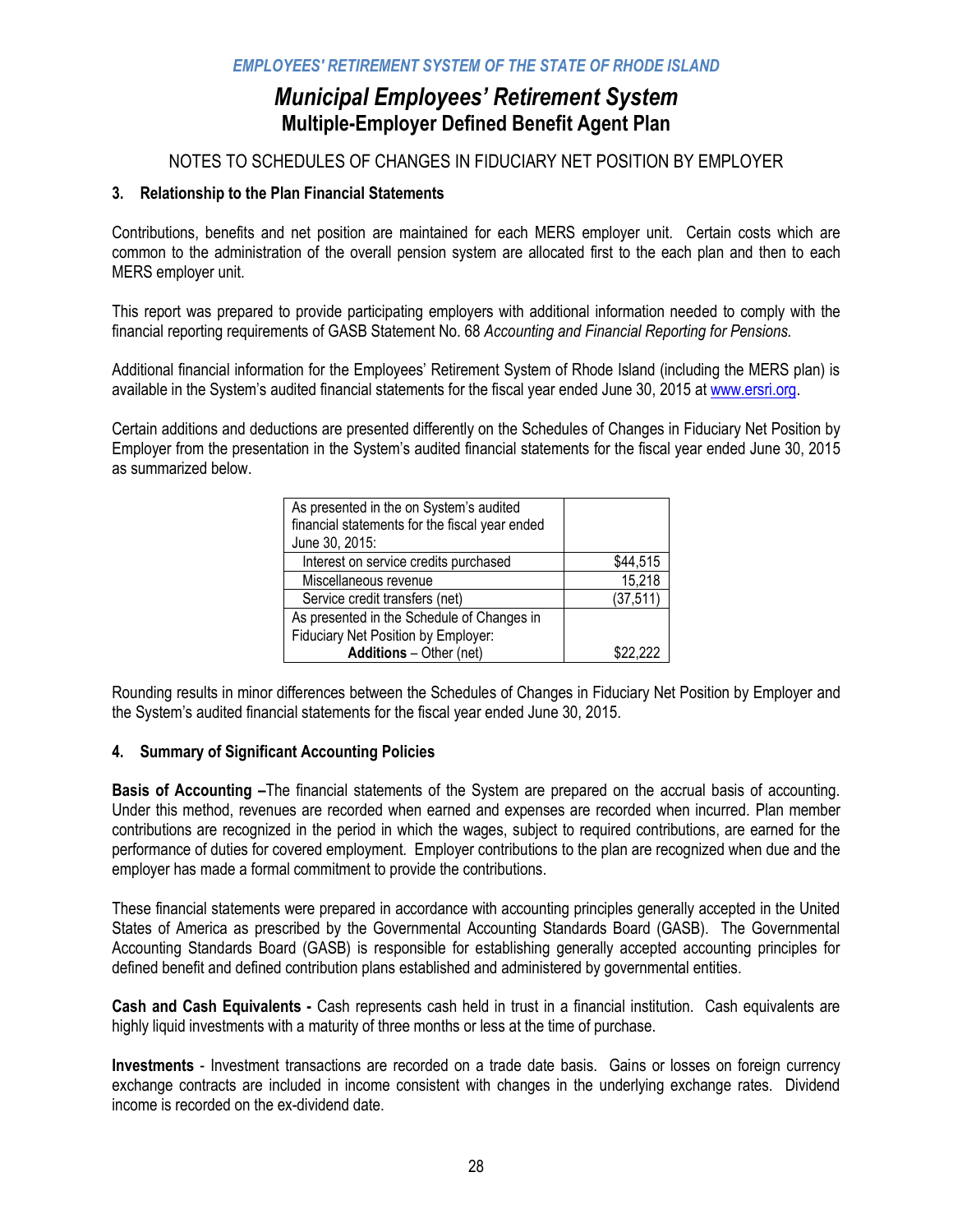*EMPLOYEES' RETIREMENT SYSTEM OF THE STATE OF RHODE ISLAND*

# *Municipal Employees' Retirement System*
## Multiple-Employer Defined Benefit Agent Plan

NOTES TO SCHEDULES OF CHANGES IN FIDUCIARY NET POSITION BY EMPLOYER

### 3. Relationship to the Plan Financial Statements

Contributions, benefits and net position are maintained for each MERS employer unit. Certain costs which are common to the administration of the overall pension system are allocated first to the each plan and then to each MERS employer unit.

This report was prepared to provide participating employers with additional information needed to comply with the financial reporting requirements of GASB Statement No. 68 *Accounting and Financial Reporting for Pensions.*

Additional financial information for the Employees' Retirement System of Rhode Island (including the MERS plan) is available in the System's audited financial statements for the fiscal year ended June 30, 2015 at www.ersri.org.

Certain additions and deductions are presented differently on the Schedules of Changes in Fiduciary Net Position by Employer from the presentation in the System's audited financial statements for the fiscal year ended June 30, 2015 as summarized below.

| As presented in the on System's audited financial statements for the fiscal year ended June 30, 2015: | |
|---|---|
| Interest on service credits purchased | $44,515 |
| Miscellaneous revenue | 15,218 |
| Service credit transfers (net) | (37,511) |
| As presented in the Schedule of Changes in Fiduciary Net Position by Employer: **Additions** – Other (net) | $22,222 |

Rounding results in minor differences between the Schedules of Changes in Fiduciary Net Position by Employer and the System's audited financial statements for the fiscal year ended June 30, 2015.

### 4. Summary of Significant Accounting Policies

**Basis of Accounting –**The financial statements of the System are prepared on the accrual basis of accounting. Under this method, revenues are recorded when earned and expenses are recorded when incurred. Plan member contributions are recognized in the period in which the wages, subject to required contributions, are earned for the performance of duties for covered employment. Employer contributions to the plan are recognized when due and the employer has made a formal commitment to provide the contributions.

These financial statements were prepared in accordance with accounting principles generally accepted in the United States of America as prescribed by the Governmental Accounting Standards Board (GASB). The Governmental Accounting Standards Board (GASB) is responsible for establishing generally accepted accounting principles for defined benefit and defined contribution plans established and administered by governmental entities.

**Cash and Cash Equivalents -** Cash represents cash held in trust in a financial institution. Cash equivalents are highly liquid investments with a maturity of three months or less at the time of purchase.

**Investments** - Investment transactions are recorded on a trade date basis. Gains or losses on foreign currency exchange contracts are included in income consistent with changes in the underlying exchange rates. Dividend income is recorded on the ex-dividend date.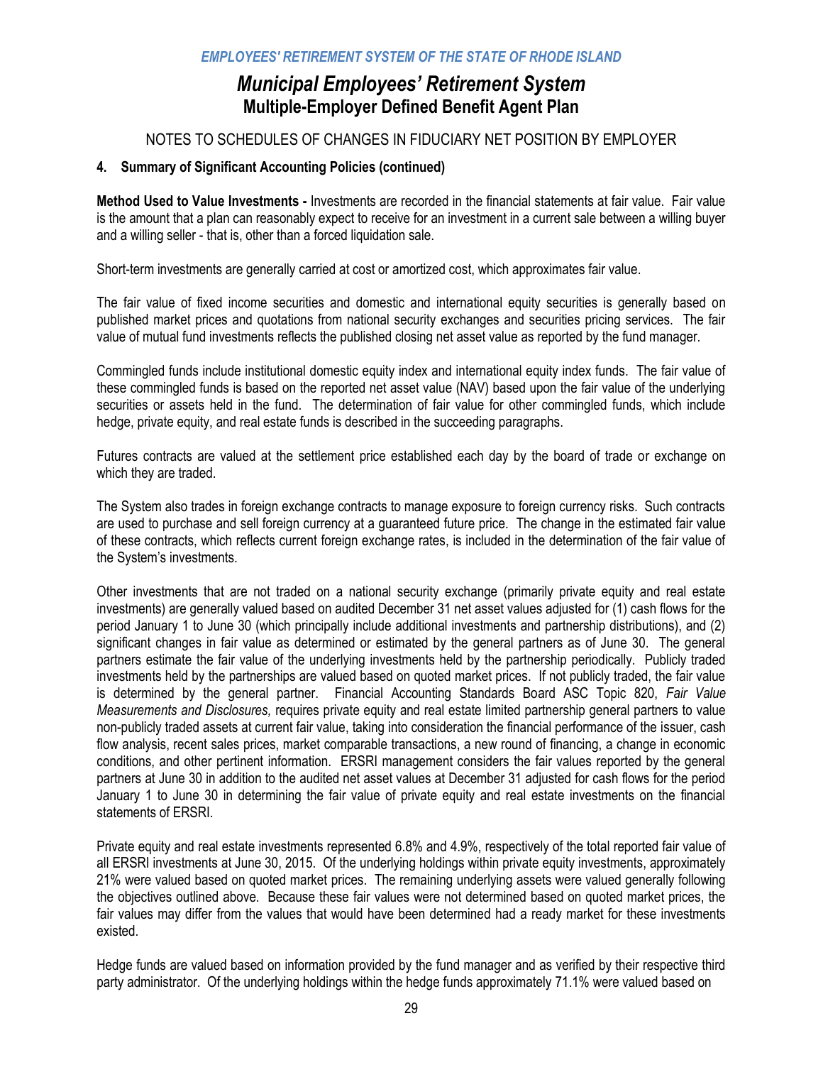# Municipal Employees' Retirement System

## Multiple-Employer Defined Benefit Agent Plan

NOTES TO SCHEDULES OF CHANGES IN FIDUCIARY NET POSITION BY EMPLOYER

### 4. Summary of Significant Accounting Policies (continued)

**Method Used to Value Investments -** Investments are recorded in the financial statements at fair value. Fair value is the amount that a plan can reasonably expect to receive for an investment in a current sale between a willing buyer and a willing seller - that is, other than a forced liquidation sale.

Short-term investments are generally carried at cost or amortized cost, which approximates fair value.

The fair value of fixed income securities and domestic and international equity securities is generally based on published market prices and quotations from national security exchanges and securities pricing services. The fair value of mutual fund investments reflects the published closing net asset value as reported by the fund manager.

Commingled funds include institutional domestic equity index and international equity index funds. The fair value of these commingled funds is based on the reported net asset value (NAV) based upon the fair value of the underlying securities or assets held in the fund. The determination of fair value for other commingled funds, which include hedge, private equity, and real estate funds is described in the succeeding paragraphs.

Futures contracts are valued at the settlement price established each day by the board of trade or exchange on which they are traded.

The System also trades in foreign exchange contracts to manage exposure to foreign currency risks. Such contracts are used to purchase and sell foreign currency at a guaranteed future price. The change in the estimated fair value of these contracts, which reflects current foreign exchange rates, is included in the determination of the fair value of the System's investments.

Other investments that are not traded on a national security exchange (primarily private equity and real estate investments) are generally valued based on audited December 31 net asset values adjusted for (1) cash flows for the period January 1 to June 30 (which principally include additional investments and partnership distributions), and (2) significant changes in fair value as determined or estimated by the general partners as of June 30. The general partners estimate the fair value of the underlying investments held by the partnership periodically. Publicly traded investments held by the partnerships are valued based on quoted market prices. If not publicly traded, the fair value is determined by the general partner. Financial Accounting Standards Board ASC Topic 820, *Fair Value Measurements and Disclosures,* requires private equity and real estate limited partnership general partners to value non-publicly traded assets at current fair value, taking into consideration the financial performance of the issuer, cash flow analysis, recent sales prices, market comparable transactions, a new round of financing, a change in economic conditions, and other pertinent information. ERSRI management considers the fair values reported by the general partners at June 30 in addition to the audited net asset values at December 31 adjusted for cash flows for the period January 1 to June 30 in determining the fair value of private equity and real estate investments on the financial statements of ERSRI.

Private equity and real estate investments represented 6.8% and 4.9%, respectively of the total reported fair value of all ERSRI investments at June 30, 2015. Of the underlying holdings within private equity investments, approximately 21% were valued based on quoted market prices. The remaining underlying assets were valued generally following the objectives outlined above. Because these fair values were not determined based on quoted market prices, the fair values may differ from the values that would have been determined had a ready market for these investments existed.

Hedge funds are valued based on information provided by the fund manager and as verified by their respective third party administrator. Of the underlying holdings within the hedge funds approximately 71.1% were valued based on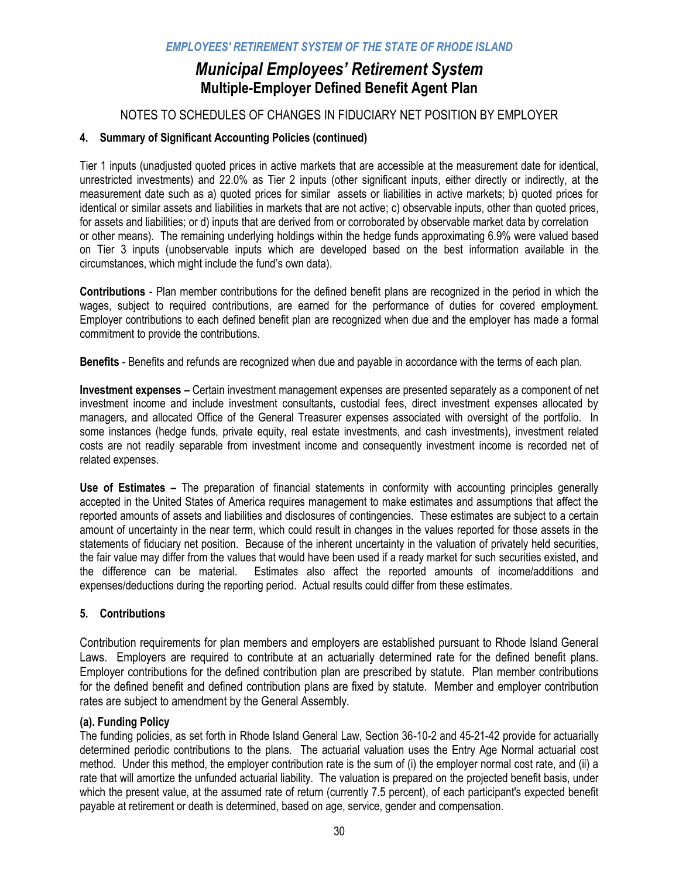# *Municipal Employees' Retirement System*

## Multiple-Employer Defined Benefit Agent Plan

NOTES TO SCHEDULES OF CHANGES IN FIDUCIARY NET POSITION BY EMPLOYER

### 4. Summary of Significant Accounting Policies (continued)

Tier 1 inputs (unadjusted quoted prices in active markets that are accessible at the measurement date for identical, unrestricted investments) and 22.0% as Tier 2 inputs (other significant inputs, either directly or indirectly, at the measurement date such as a) quoted prices for similar assets or liabilities in active markets; b) quoted prices for identical or similar assets and liabilities in markets that are not active; c) observable inputs, other than quoted prices, for assets and liabilities; or d) inputs that are derived from or corroborated by observable market data by correlation or other means). The remaining underlying holdings within the hedge funds approximating 6.9% were valued based on Tier 3 inputs (unobservable inputs which are developed based on the best information available in the circumstances, which might include the fund's own data).

**Contributions** - Plan member contributions for the defined benefit plans are recognized in the period in which the wages, subject to required contributions, are earned for the performance of duties for covered employment. Employer contributions to each defined benefit plan are recognized when due and the employer has made a formal commitment to provide the contributions.

**Benefits** - Benefits and refunds are recognized when due and payable in accordance with the terms of each plan.

**Investment expenses –** Certain investment management expenses are presented separately as a component of net investment income and include investment consultants, custodial fees, direct investment expenses allocated by managers, and allocated Office of the General Treasurer expenses associated with oversight of the portfolio. In some instances (hedge funds, private equity, real estate investments, and cash investments), investment related costs are not readily separable from investment income and consequently investment income is recorded net of related expenses.

**Use of Estimates –** The preparation of financial statements in conformity with accounting principles generally accepted in the United States of America requires management to make estimates and assumptions that affect the reported amounts of assets and liabilities and disclosures of contingencies. These estimates are subject to a certain amount of uncertainty in the near term, which could result in changes in the values reported for those assets in the statements of fiduciary net position. Because of the inherent uncertainty in the valuation of privately held securities, the fair value may differ from the values that would have been used if a ready market for such securities existed, and the difference can be material. Estimates also affect the reported amounts of income/additions and expenses/deductions during the reporting period. Actual results could differ from these estimates.

### 5. Contributions

Contribution requirements for plan members and employers are established pursuant to Rhode Island General Laws. Employers are required to contribute at an actuarially determined rate for the defined benefit plans. Employer contributions for the defined contribution plan are prescribed by statute. Plan member contributions for the defined benefit and defined contribution plans are fixed by statute. Member and employer contribution rates are subject to amendment by the General Assembly.

#### (a). Funding Policy

The funding policies, as set forth in Rhode Island General Law, Section 36-10-2 and 45-21-42 provide for actuarially determined periodic contributions to the plans. The actuarial valuation uses the Entry Age Normal actuarial cost method. Under this method, the employer contribution rate is the sum of (i) the employer normal cost rate, and (ii) a rate that will amortize the unfunded actuarial liability. The valuation is prepared on the projected benefit basis, under which the present value, at the assumed rate of return (currently 7.5 percent), of each participant's expected benefit payable at retirement or death is determined, based on age, service, gender and compensation.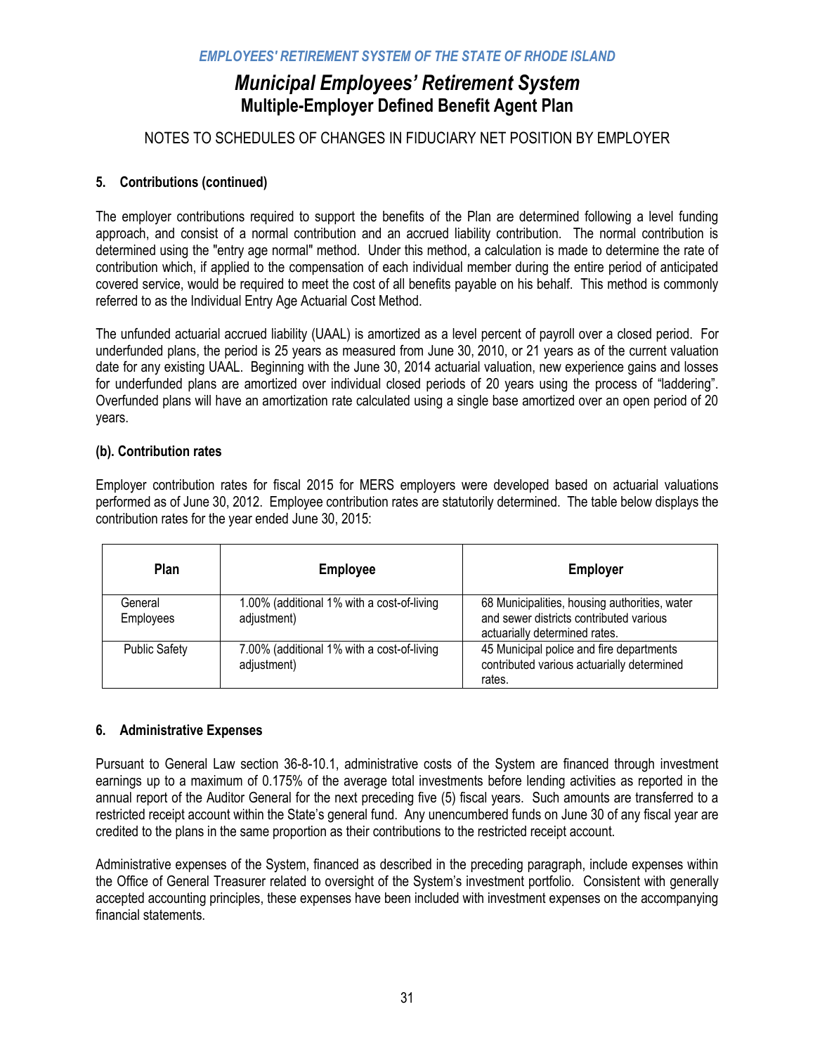# EMPLOYEES' RETIREMENT SYSTEM OF THE STATE OF RHODE ISLAND

## *Municipal Employees' Retirement System*
## Multiple-Employer Defined Benefit Agent Plan

NOTES TO SCHEDULES OF CHANGES IN FIDUCIARY NET POSITION BY EMPLOYER

### 5. Contributions (continued)

The employer contributions required to support the benefits of the Plan are determined following a level funding approach, and consist of a normal contribution and an accrued liability contribution. The normal contribution is determined using the "entry age normal" method. Under this method, a calculation is made to determine the rate of contribution which, if applied to the compensation of each individual member during the entire period of anticipated covered service, would be required to meet the cost of all benefits payable on his behalf. This method is commonly referred to as the Individual Entry Age Actuarial Cost Method.

The unfunded actuarial accrued liability (UAAL) is amortized as a level percent of payroll over a closed period. For underfunded plans, the period is 25 years as measured from June 30, 2010, or 21 years as of the current valuation date for any existing UAAL. Beginning with the June 30, 2014 actuarial valuation, new experience gains and losses for underfunded plans are amortized over individual closed periods of 20 years using the process of "laddering". Overfunded plans will have an amortization rate calculated using a single base amortized over an open period of 20 years.

### (b). Contribution rates

Employer contribution rates for fiscal 2015 for MERS employers were developed based on actuarial valuations performed as of June 30, 2012. Employee contribution rates are statutorily determined. The table below displays the contribution rates for the year ended June 30, 2015:

| Plan | Employee | Employer |
|---|---|---|
| General Employees | 1.00% (additional 1% with a cost-of-living adjustment) | 68 Municipalities, housing authorities, water and sewer districts contributed various actuarially determined rates. |
| Public Safety | 7.00% (additional 1% with a cost-of-living adjustment) | 45 Municipal police and fire departments contributed various actuarially determined rates. |

### 6. Administrative Expenses

Pursuant to General Law section 36-8-10.1, administrative costs of the System are financed through investment earnings up to a maximum of 0.175% of the average total investments before lending activities as reported in the annual report of the Auditor General for the next preceding five (5) fiscal years. Such amounts are transferred to a restricted receipt account within the State's general fund. Any unencumbered funds on June 30 of any fiscal year are credited to the plans in the same proportion as their contributions to the restricted receipt account.

Administrative expenses of the System, financed as described in the preceding paragraph, include expenses within the Office of General Treasurer related to oversight of the System's investment portfolio. Consistent with generally accepted accounting principles, these expenses have been included with investment expenses on the accompanying financial statements.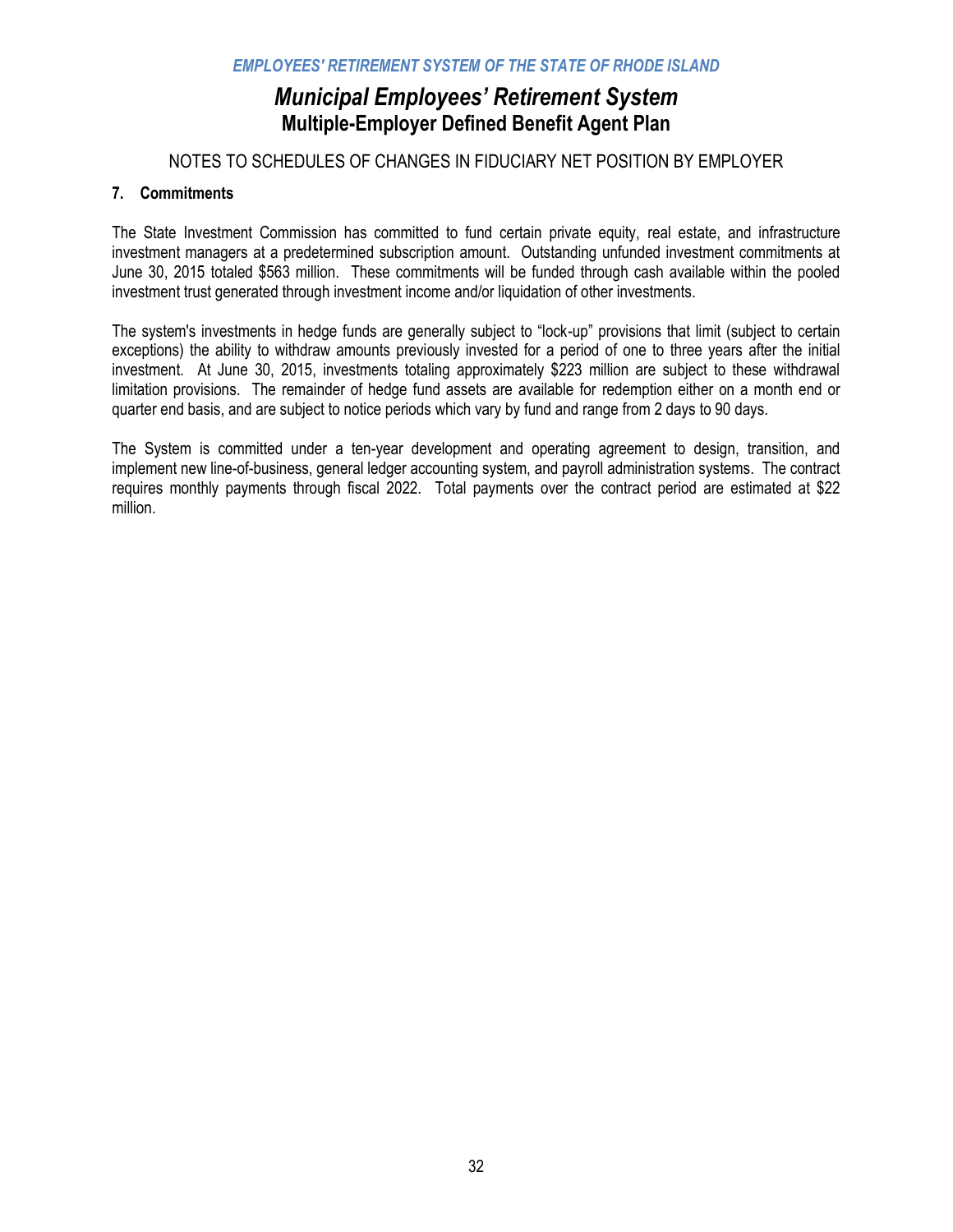# Municipal Employees' Retirement System
## Multiple-Employer Defined Benefit Agent Plan

NOTES TO SCHEDULES OF CHANGES IN FIDUCIARY NET POSITION BY EMPLOYER

### 7. Commitments

The State Investment Commission has committed to fund certain private equity, real estate, and infrastructure investment managers at a predetermined subscription amount. Outstanding unfunded investment commitments at June 30, 2015 totaled $563 million. These commitments will be funded through cash available within the pooled investment trust generated through investment income and/or liquidation of other investments.

The system's investments in hedge funds are generally subject to "lock-up" provisions that limit (subject to certain exceptions) the ability to withdraw amounts previously invested for a period of one to three years after the initial investment. At June 30, 2015, investments totaling approximately $223 million are subject to these withdrawal limitation provisions. The remainder of hedge fund assets are available for redemption either on a month end or quarter end basis, and are subject to notice periods which vary by fund and range from 2 days to 90 days.

The System is committed under a ten-year development and operating agreement to design, transition, and implement new line-of-business, general ledger accounting system, and payroll administration systems. The contract requires monthly payments through fiscal 2022. Total payments over the contract period are estimated at $22 million.